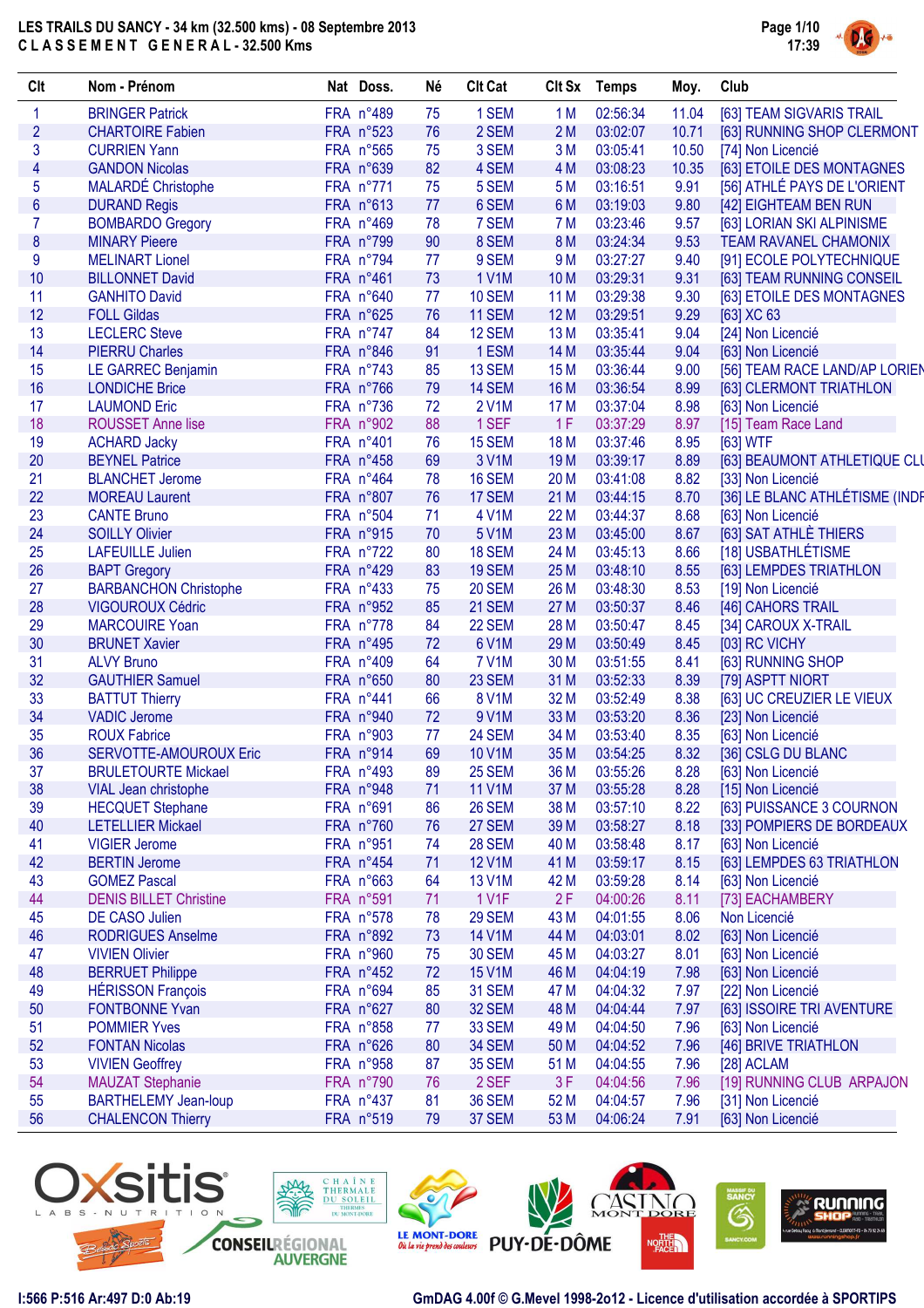# LES TRAILS DU SANCY - 34 km (32.500 kms) - 08 Septembre 2013

## CLASSEMENT GENERAL - 32.500 Kms

| Clt | Nom - Prénom | Nat | Doss. | Né | Clt Cat | Clt Sx | Temps | Moy. | Club |
|---|---|---|---|---|---|---|---|---|---|
| 1 | BRINGER Patrick | FRA | n°489 | 75 | 1 SEM | 1 M | 02:56:34 | 11.04 | [63] TEAM SIGVARIS TRAIL |
| 2 | CHARTOIRE Fabien | FRA | n°523 | 76 | 2 SEM | 2 M | 03:02:07 | 10.71 | [63] RUNNING SHOP CLERMONT |
| 3 | CURRIEN Yann | FRA | n°565 | 75 | 3 SEM | 3 M | 03:05:41 | 10.50 | [74] Non Licencié |
| 4 | GANDON Nicolas | FRA | n°639 | 82 | 4 SEM | 4 M | 03:08:23 | 10.35 | [63] ETOILE DES MONTAGNES |
| 5 | MALARDÉ Christophe | FRA | n°771 | 75 | 5 SEM | 5 M | 03:16:51 | 9.91 | [56] ATHLÉ PAYS DE L'ORIENT |
| 6 | DURAND Regis | FRA | n°613 | 77 | 6 SEM | 6 M | 03:19:03 | 9.80 | [42] EIGHTEAM BEN RUN |
| 7 | BOMBARDO Gregory | FRA | n°469 | 78 | 7 SEM | 7 M | 03:23:46 | 9.57 | [63] LORIAN SKI ALPINISME |
| 8 | MINARY Pieere | FRA | n°799 | 90 | 8 SEM | 8 M | 03:24:34 | 9.53 | TEAM RAVANEL CHAMONIX |
| 9 | MELINART Lionel | FRA | n°794 | 77 | 9 SEM | 9 M | 03:27:27 | 9.40 | [91] ECOLE POLYTECHNIQUE |
| 10 | BILLONNET David | FRA | n°461 | 73 | 1 V1M | 10 M | 03:29:31 | 9.31 | [63] TEAM RUNNING CONSEIL |
| 11 | GANHITO David | FRA | n°640 | 77 | 10 SEM | 11 M | 03:29:38 | 9.30 | [63] ETOILE DES MONTAGNES |
| 12 | FOLL Gildas | FRA | n°625 | 76 | 11 SEM | 12 M | 03:29:51 | 9.29 | [63] XC 63 |
| 13 | LECLERC Steve | FRA | n°747 | 84 | 12 SEM | 13 M | 03:35:41 | 9.04 | [24] Non Licencié |
| 14 | PIERRU Charles | FRA | n°846 | 91 | 1 ESM | 14 M | 03:35:44 | 9.04 | [63] Non Licencié |
| 15 | LE GARREC Benjamin | FRA | n°743 | 85 | 13 SEM | 15 M | 03:36:44 | 9.00 | [56] TEAM RACE LAND/AP LORIEN |
| 16 | LONDICHE Brice | FRA | n°766 | 79 | 14 SEM | 16 M | 03:36:54 | 8.99 | [63] CLERMONT TRIATHLON |
| 17 | LAUMOND Eric | FRA | n°736 | 72 | 2 V1M | 17 M | 03:37:04 | 8.98 | [63] Non Licencié |
| 18 | ROUSSET Anne lise | FRA | n°902 | 88 | 1 SEF | 1 F | 03:37:29 | 8.97 | [15] Team Race Land |
| 19 | ACHARD Jacky | FRA | n°401 | 76 | 15 SEM | 18 M | 03:37:46 | 8.95 | [63] WTF |
| 20 | BEYNEL Patrice | FRA | n°458 | 69 | 3 V1M | 19 M | 03:39:17 | 8.89 | [63] BEAUMONT ATHLETIQUE CLU |
| 21 | BLANCHET Jerome | FRA | n°464 | 78 | 16 SEM | 20 M | 03:41:08 | 8.82 | [33] Non Licencié |
| 22 | MOREAU Laurent | FRA | n°807 | 76 | 17 SEM | 21 M | 03:44:15 | 8.70 | [36] LE BLANC ATHLÉTISME (INDR |
| 23 | CANTE Bruno | FRA | n°504 | 71 | 4 V1M | 22 M | 03:44:37 | 8.68 | [63] Non Licencié |
| 24 | SOILLY Olivier | FRA | n°915 | 70 | 5 V1M | 23 M | 03:45:00 | 8.67 | [63] SAT ATHLÈ THIERS |
| 25 | LAFEUILLE Julien | FRA | n°722 | 80 | 18 SEM | 24 M | 03:45:13 | 8.66 | [18] USBATHLÉTISME |
| 26 | BAPT Gregory | FRA | n°429 | 83 | 19 SEM | 25 M | 03:48:10 | 8.55 | [63] LEMPDES TRIATHLON |
| 27 | BARBANCHON Christophe | FRA | n°433 | 75 | 20 SEM | 26 M | 03:48:30 | 8.53 | [19] Non Licencié |
| 28 | VIGOUROUX Cédric | FRA | n°952 | 85 | 21 SEM | 27 M | 03:50:37 | 8.46 | [46] CAHORS TRAIL |
| 29 | MARCOUIRE Yoan | FRA | n°778 | 84 | 22 SEM | 28 M | 03:50:47 | 8.45 | [34] CAROUX X-TRAIL |
| 30 | BRUNET Xavier | FRA | n°495 | 72 | 6 V1M | 29 M | 03:50:49 | 8.45 | [03] RC VICHY |
| 31 | ALVY Bruno | FRA | n°409 | 64 | 7 V1M | 30 M | 03:51:55 | 8.41 | [63] RUNNING SHOP |
| 32 | GAUTHIER Samuel | FRA | n°650 | 80 | 23 SEM | 31 M | 03:52:33 | 8.39 | [79] ASPTT NIORT |
| 33 | BATTUT Thierry | FRA | n°441 | 66 | 8 V1M | 32 M | 03:52:49 | 8.38 | [63] UC CREUZIER LE VIEUX |
| 34 | VADIC Jerome | FRA | n°940 | 72 | 9 V1M | 33 M | 03:53:20 | 8.36 | [23] Non Licencié |
| 35 | ROUX Fabrice | FRA | n°903 | 77 | 24 SEM | 34 M | 03:53:40 | 8.35 | [63] Non Licencié |
| 36 | SERVOTTE-AMOUROUX Eric | FRA | n°914 | 69 | 10 V1M | 35 M | 03:54:25 | 8.32 | [36] CSLG DU BLANC |
| 37 | BRULETOURTE Mickael | FRA | n°493 | 89 | 25 SEM | 36 M | 03:55:26 | 8.28 | [63] Non Licencié |
| 38 | VIAL Jean christophe | FRA | n°948 | 71 | 11 V1M | 37 M | 03:55:28 | 8.28 | [15] Non Licencié |
| 39 | HECQUET Stephane | FRA | n°691 | 86 | 26 SEM | 38 M | 03:57:10 | 8.22 | [63] PUISSANCE 3 COURNON |
| 40 | LETELLIER Mickael | FRA | n°760 | 76 | 27 SEM | 39 M | 03:58:27 | 8.18 | [33] POMPIERS DE BORDEAUX |
| 41 | VIGIER Jerome | FRA | n°951 | 74 | 28 SEM | 40 M | 03:58:48 | 8.17 | [63] Non Licencié |
| 42 | BERTIN Jerome | FRA | n°454 | 71 | 12 V1M | 41 M | 03:59:17 | 8.15 | [63] LEMPDES 63 TRIATHLON |
| 43 | GOMEZ Pascal | FRA | n°663 | 64 | 13 V1M | 42 M | 03:59:28 | 8.14 | [63] Non Licencié |
| 44 | DENIS BILLET Christine | FRA | n°591 | 71 | 1 V1F | 2 F | 04:00:26 | 8.11 | [73] EACHAMBERY |
| 45 | DE CASO Julien | FRA | n°578 | 78 | 29 SEM | 43 M | 04:01:55 | 8.06 | Non Licencié |
| 46 | RODRIGUES Anselme | FRA | n°892 | 73 | 14 V1M | 44 M | 04:03:01 | 8.02 | [63] Non Licencié |
| 47 | VIVIEN Olivier | FRA | n°960 | 75 | 30 SEM | 45 M | 04:03:27 | 8.01 | [63] Non Licencié |
| 48 | BERRUET Philippe | FRA | n°452 | 72 | 15 V1M | 46 M | 04:04:19 | 7.98 | [63] Non Licencié |
| 49 | HÉRISSON François | FRA | n°694 | 85 | 31 SEM | 47 M | 04:04:32 | 7.97 | [22] Non Licencié |
| 50 | FONTBONNE Yvan | FRA | n°627 | 80 | 32 SEM | 48 M | 04:04:44 | 7.97 | [63] ISSOIRE TRI AVENTURE |
| 51 | POMMIER Yves | FRA | n°858 | 77 | 33 SEM | 49 M | 04:04:50 | 7.96 | [63] Non Licencié |
| 52 | FONTAN Nicolas | FRA | n°626 | 80 | 34 SEM | 50 M | 04:04:52 | 7.96 | [46] BRIVE TRIATHLON |
| 53 | VIVIEN Geoffrey | FRA | n°958 | 87 | 35 SEM | 51 M | 04:04:55 | 7.96 | [28] ACLAM |
| 54 | MAUZAT Stephanie | FRA | n°790 | 76 | 2 SEF | 3 F | 04:04:56 | 7.96 | [19] RUNNING CLUB ARPAJON |
| 55 | BARTHELEMY Jean-loup | FRA | n°437 | 81 | 36 SEM | 52 M | 04:04:57 | 7.96 | [31] Non Licencié |
| 56 | CHALENCON Thierry | FRA | n°519 | 79 | 37 SEM | 53 M | 04:06:24 | 7.91 | [63] Non Licencié |

I:566 P:516 Ar:497 D:0 Ab:19

GmDAG 4.00f © G.Mevel 1998-2o12 - Licence d'utilisation accordée à SPORTIPS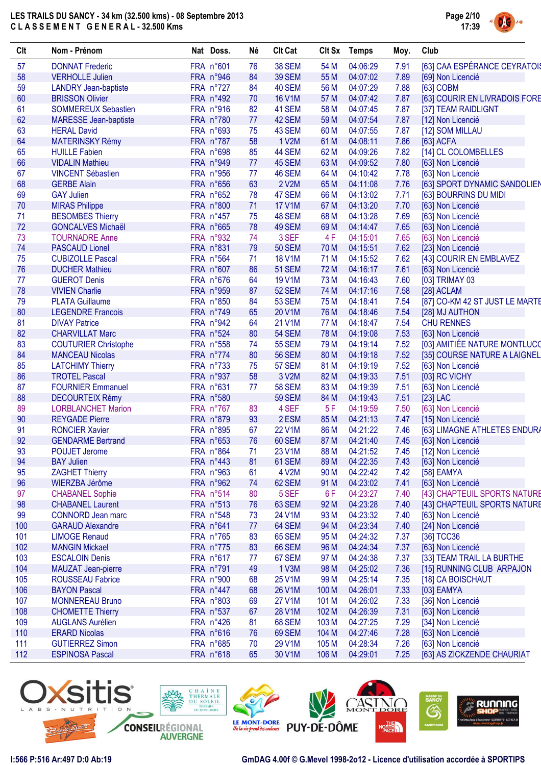# LES TRAILS DU SANCY - 34 km (32.500 kms) - 08 Septembre 2013

## CLASSEMENT GENERAL - 32.500 Kms

| Clt | Nom - Prénom | Nat | Doss. | Né | Clt Cat | Clt Sx | Temps | Moy. | Club |
|---|---|---|---|---|---|---|---|---|---|
| 57 | DONNAT Frederic | FRA | n°601 | 76 | 38 SEM | 54 M | 04:06:29 | 7.91 | [63] CAA ESPÉRANCE CEYRATOIS |
| 58 | VERHOLLE Julien | FRA | n°946 | 84 | 39 SEM | 55 M | 04:07:02 | 7.89 | [69] Non Licencié |
| 59 | LANDRY Jean-baptiste | FRA | n°727 | 84 | 40 SEM | 56 M | 04:07:29 | 7.88 | [63] COBM |
| 60 | BRISSON Olivier | FRA | n°492 | 70 | 16 V1M | 57 M | 04:07:42 | 7.87 | [63] COURIR EN LIVRADOIS FORE |
| 61 | SOMMEREUX Sebastien | FRA | n°916 | 82 | 41 SEM | 58 M | 04:07:45 | 7.87 | [37] TEAM RAIDLIGNT |
| 62 | MARESSE Jean-baptiste | FRA | n°780 | 77 | 42 SEM | 59 M | 04:07:54 | 7.87 | [12] Non Licencié |
| 63 | HERAL David | FRA | n°693 | 75 | 43 SEM | 60 M | 04:07:55 | 7.87 | [12] SOM MILLAU |
| 64 | MATERINSKY Rémy | FRA | n°787 | 58 | 1 V2M | 61 M | 04:08:11 | 7.86 | [63] ACFA |
| 65 | HUILLE Fabien | FRA | n°698 | 85 | 44 SEM | 62 M | 04:09:26 | 7.82 | [14] CL COLOMBELLES |
| 66 | VIDALIN Mathieu | FRA | n°949 | 77 | 45 SEM | 63 M | 04:09:52 | 7.80 | [63] Non Licencié |
| 67 | VINCENT Sébastien | FRA | n°956 | 77 | 46 SEM | 64 M | 04:10:42 | 7.78 | [63] Non Licencié |
| 68 | GERBE Alain | FRA | n°656 | 63 | 2 V2M | 65 M | 04:11:08 | 7.76 | [63] SPORT DYNAMIC SANDOLIEN |
| 69 | GAY Julien | FRA | n°652 | 78 | 47 SEM | 66 M | 04:13:02 | 7.71 | [63] BOURRINS DU MIDI |
| 70 | MIRAS Philippe | FRA | n°800 | 71 | 17 V1M | 67 M | 04:13:20 | 7.70 | [63] Non Licencié |
| 71 | BESOMBES Thierry | FRA | n°457 | 75 | 48 SEM | 68 M | 04:13:28 | 7.69 | [63] Non Licencié |
| 72 | GONCALVES Michaël | FRA | n°665 | 78 | 49 SEM | 69 M | 04:14:47 | 7.65 | [63] Non Licencié |
| 73 | TOURNADRE Anne | FRA | n°932 | 74 | 3 SEF | 4 F | 04:15:01 | 7.65 | [63] Non Licencié |
| 74 | PASCAUD Lionel | FRA | n°831 | 79 | 50 SEM | 70 M | 04:15:51 | 7.62 | [23] Non Licencié |
| 75 | CUBIZOLLE Pascal | FRA | n°564 | 71 | 18 V1M | 71 M | 04:15:52 | 7.62 | [43] COURIR EN EMBLAVEZ |
| 76 | DUCHER Mathieu | FRA | n°607 | 86 | 51 SEM | 72 M | 04:16:17 | 7.61 | [63] Non Licencié |
| 77 | GUEROT Denis | FRA | n°676 | 64 | 19 V1M | 73 M | 04:16:43 | 7.60 | [03] TRIMAY 03 |
| 78 | VIVIEN Charlie | FRA | n°959 | 87 | 52 SEM | 74 M | 04:17:16 | 7.58 | [28] ACLAM |
| 79 | PLATA Guillaume | FRA | n°850 | 84 | 53 SEM | 75 M | 04:18:41 | 7.54 | [87] CO-KM 42 ST JUST LE MARTE |
| 80 | LEGENDRE Francois | FRA | n°749 | 65 | 20 V1M | 76 M | 04:18:46 | 7.54 | [28] MJ AUTHON |
| 81 | DIVAY Patrice | FRA | n°942 | 64 | 21 V1M | 77 M | 04:18:47 | 7.54 | CHU RENNES |
| 82 | CHARVILLAT Marc | FRA | n°524 | 80 | 54 SEM | 78 M | 04:19:08 | 7.53 | [63] Non Licencié |
| 83 | COUTURIER Christophe | FRA | n°558 | 74 | 55 SEM | 79 M | 04:19:14 | 7.52 | [03] AMITIÉE NATURE MONTLUCO |
| 84 | MANCEAU Nicolas | FRA | n°774 | 80 | 56 SEM | 80 M | 04:19:18 | 7.52 | [35] COURSE NATURE A LAIGNEL |
| 85 | LATCHIMY Thierry | FRA | n°733 | 75 | 57 SEM | 81 M | 04:19:19 | 7.52 | [63] Non Licencié |
| 86 | TROTEL Pascal | FRA | n°937 | 58 | 3 V2M | 82 M | 04:19:33 | 7.51 | [03] RC VICHY |
| 87 | FOURNIER Emmanuel | FRA | n°631 | 77 | 58 SEM | 83 M | 04:19:39 | 7.51 | [63] Non Licencié |
| 88 | DECOURTEIX Rémy | FRA | n°580 | | 59 SEM | 84 M | 04:19:43 | 7.51 | [23] LAC |
| 89 | LORBLANCHET Marion | FRA | n°767 | 83 | 4 SEF | 5 F | 04:19:59 | 7.50 | [63] Non Licencié |
| 90 | REYGADE Pierre | FRA | n°879 | 93 | 2 ESM | 85 M | 04:21:13 | 7.47 | [15] Non Licencié |
| 91 | RONCIER Xavier | FRA | n°895 | 67 | 22 V1M | 86 M | 04:21:22 | 7.46 | [63] LIMAGNE ATHLETES ENDURA |
| 92 | GENDARME Bertrand | FRA | n°653 | 76 | 60 SEM | 87 M | 04:21:40 | 7.45 | [63] Non Licencié |
| 93 | POUJET Jerome | FRA | n°864 | 71 | 23 V1M | 88 M | 04:21:52 | 7.45 | [12] Non Licencié |
| 94 | BAY Julien | FRA | n°443 | 81 | 61 SEM | 89 M | 04:22:35 | 7.43 | [63] Non Licencié |
| 95 | ZAGHET Thierry | FRA | n°963 | 61 | 4 V2M | 90 M | 04:22:42 | 7.42 | [58] EAMYA |
| 96 | WIERZBA Jérôme | FRA | n°962 | 74 | 62 SEM | 91 M | 04:23:02 | 7.41 | [63] Non Licencié |
| 97 | CHABANEL Sophie | FRA | n°514 | 80 | 5 SEF | 6 F | 04:23:27 | 7.40 | [43] CHAPTEUIL SPORTS NATURE |
| 98 | CHABANEL Laurent | FRA | n°513 | 76 | 63 SEM | 92 M | 04:23:28 | 7.40 | [43] CHAPTEUIL SPORTS NATURE |
| 99 | CONNORD Jean marc | FRA | n°548 | 73 | 24 V1M | 93 M | 04:23:32 | 7.40 | [63] Non Licencié |
| 100 | GARAUD Alexandre | FRA | n°641 | 77 | 64 SEM | 94 M | 04:23:34 | 7.40 | [24] Non Licencié |
| 101 | LIMOGE Renaud | FRA | n°765 | 83 | 65 SEM | 95 M | 04:24:32 | 7.37 | [36] TCC36 |
| 102 | MANGIN Mickael | FRA | n°775 | 83 | 66 SEM | 96 M | 04:24:34 | 7.37 | [63] Non Licencié |
| 103 | ESCALOIN Denis | FRA | n°617 | 77 | 67 SEM | 97 M | 04:24:38 | 7.37 | [33] TEAM TRAIL LA BURTHE |
| 104 | MAUZAT Jean-pierre | FRA | n°791 | 49 | 1 V3M | 98 M | 04:25:02 | 7.36 | [15] RUNNING CLUB ARPAJON |
| 105 | ROUSSEAU Fabrice | FRA | n°900 | 68 | 25 V1M | 99 M | 04:25:14 | 7.35 | [18] CA BOISCHAUT |
| 106 | BAYON Pascal | FRA | n°447 | 68 | 26 V1M | 100 M | 04:26:01 | 7.33 | [03] EAMYA |
| 107 | MONNEREAU Bruno | FRA | n°803 | 69 | 27 V1M | 101 M | 04:26:02 | 7.33 | [36] Non Licencié |
| 108 | CHOMETTE Thierry | FRA | n°537 | 67 | 28 V1M | 102 M | 04:26:39 | 7.31 | [63] Non Licencié |
| 109 | AUGLANS Aurélien | FRA | n°426 | 81 | 68 SEM | 103 M | 04:27:25 | 7.29 | [34] Non Licencié |
| 110 | ERARD Nicolas | FRA | n°616 | 76 | 69 SEM | 104 M | 04:27:46 | 7.28 | [63] Non Licencié |
| 111 | GUTIERREZ Simon | FRA | n°685 | 70 | 29 V1M | 105 M | 04:28:34 | 7.26 | [63] Non Licencié |
| 112 | ESPINOSA Pascal | FRA | n°618 | 65 | 30 V1M | 106 M | 04:29:01 | 7.25 | [63] AS ZICKZENDE CHAURIAT |

I:566 P:516 Ar:497 D:0 Ab:19

GmDAG 4.00f © G.Mevel 1998-2o12 - Licence d'utilisation accordée à SPORTIPS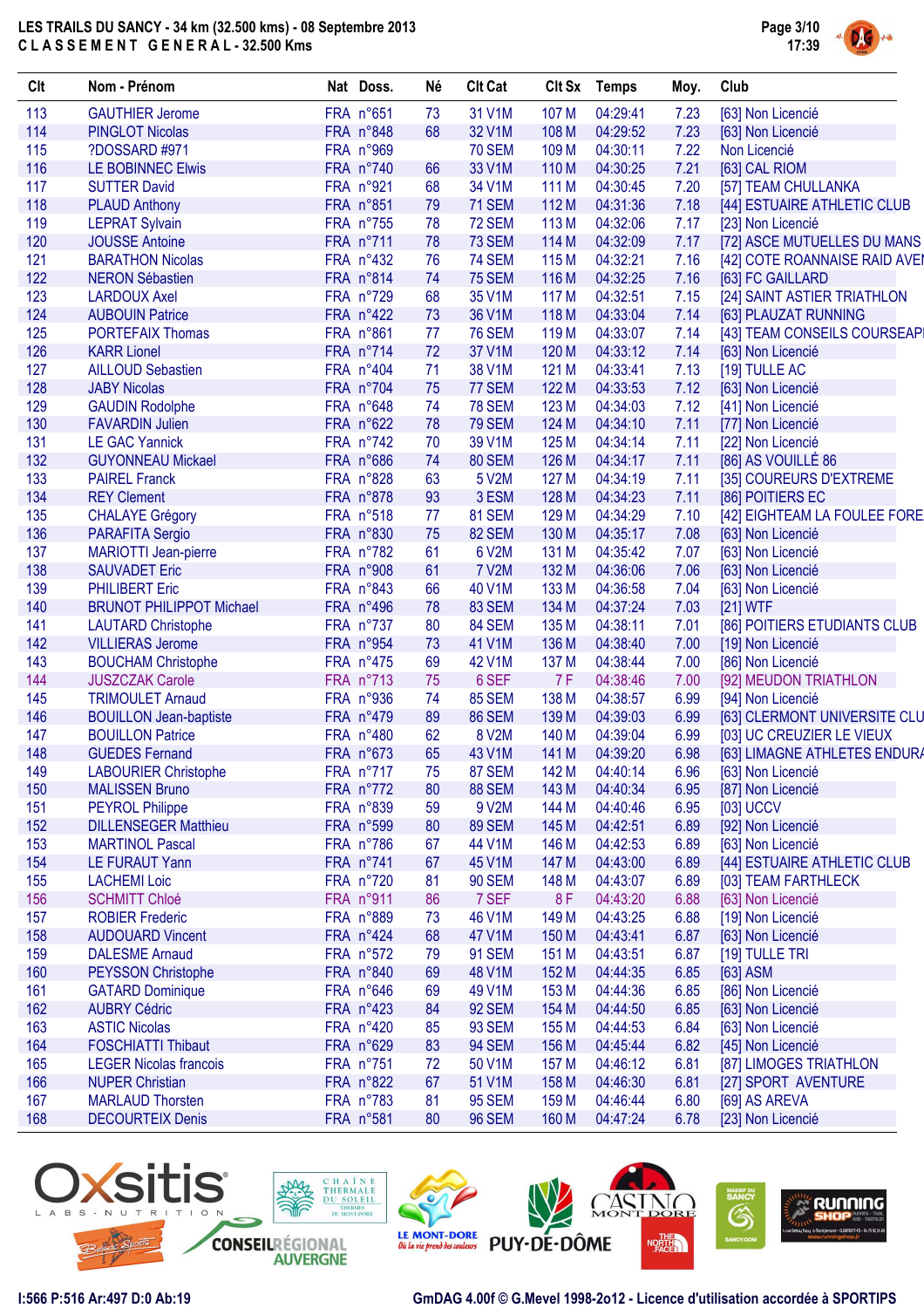LES TRAILS DU SANCY - 34 km (32.500 kms) - 08 Septembre 2013

CLASSEMENT GENERAL - 32.500 Kms

| Clt | Nom - Prénom | Nat | Doss. | Né | Clt Cat | Clt Sx | Temps | Moy. | Club |
|---|---|---|---|---|---|---|---|---|---|
| 113 | GAUTHIER Jerome | FRA | n°651 | 73 | 31 V1M | 107 M | 04:29:41 | 7.23 | [63] Non Licencié |
| 114 | PINGLOT Nicolas | FRA | n°848 | 68 | 32 V1M | 108 M | 04:29:52 | 7.23 | [63] Non Licencié |
| 115 | ?DOSSARD #971 | FRA | n°969 | | 70 SEM | 109 M | 04:30:11 | 7.22 | Non Licencié |
| 116 | LE BOBINNEC Elwis | FRA | n°740 | 66 | 33 V1M | 110 M | 04:30:25 | 7.21 | [63] CAL RIOM |
| 117 | SUTTER David | FRA | n°921 | 68 | 34 V1M | 111 M | 04:30:45 | 7.20 | [57] TEAM CHULLANKA |
| 118 | PLAUD Anthony | FRA | n°851 | 79 | 71 SEM | 112 M | 04:31:36 | 7.18 | [44] ESTUAIRE ATHLETIC CLUB |
| 119 | LEPRAT Sylvain | FRA | n°755 | 78 | 72 SEM | 113 M | 04:32:06 | 7.17 | [23] Non Licencié |
| 120 | JOUSSE Antoine | FRA | n°711 | 78 | 73 SEM | 114 M | 04:32:09 | 7.17 | [72] ASCE MUTUELLES DU MANS |
| 121 | BARATHON Nicolas | FRA | n°432 | 76 | 74 SEM | 115 M | 04:32:21 | 7.16 | [42] COTE ROANNAISE RAID AVEN |
| 122 | NERON Sébastien | FRA | n°814 | 74 | 75 SEM | 116 M | 04:32:25 | 7.16 | [63] FC GAILLARD |
| 123 | LARDOUX Axel | FRA | n°729 | 68 | 35 V1M | 117 M | 04:32:51 | 7.15 | [24] SAINT ASTIER TRIATHLON |
| 124 | AUBOUIN Patrice | FRA | n°422 | 73 | 36 V1M | 118 M | 04:33:04 | 7.14 | [63] PLAUZAT RUNNING |
| 125 | PORTEFAIX Thomas | FRA | n°861 | 77 | 76 SEM | 119 M | 04:33:07 | 7.14 | [43] TEAM CONSEILS COURSEAPI |
| 126 | KARR Lionel | FRA | n°714 | 72 | 37 V1M | 120 M | 04:33:12 | 7.14 | [63] Non Licencié |
| 127 | AILLOUD Sebastien | FRA | n°404 | 71 | 38 V1M | 121 M | 04:33:41 | 7.13 | [19] TULLE AC |
| 128 | JABY Nicolas | FRA | n°704 | 75 | 77 SEM | 122 M | 04:33:53 | 7.12 | [63] Non Licencié |
| 129 | GAUDIN Rodolphe | FRA | n°648 | 74 | 78 SEM | 123 M | 04:34:03 | 7.12 | [41] Non Licencié |
| 130 | FAVARDIN Julien | FRA | n°622 | 78 | 79 SEM | 124 M | 04:34:10 | 7.11 | [77] Non Licencié |
| 131 | LE GAC Yannick | FRA | n°742 | 70 | 39 V1M | 125 M | 04:34:14 | 7.11 | [22] Non Licencié |
| 132 | GUYONNEAU Mickael | FRA | n°686 | 74 | 80 SEM | 126 M | 04:34:17 | 7.11 | [86] AS VOUILLÉ 86 |
| 133 | PAIREL Franck | FRA | n°828 | 63 | 5 V2M | 127 M | 04:34:19 | 7.11 | [35] COUREURS D'EXTREME |
| 134 | REY Clement | FRA | n°878 | 93 | 3 ESM | 128 M | 04:34:23 | 7.11 | [86] POITIERS EC |
| 135 | CHALAYE Grégory | FRA | n°518 | 77 | 81 SEM | 129 M | 04:34:29 | 7.10 | [42] EIGHTEAM LA FOULEE FORE |
| 136 | PARAFITA Sergio | FRA | n°830 | 75 | 82 SEM | 130 M | 04:35:17 | 7.08 | [63] Non Licencié |
| 137 | MARIOTTI Jean-pierre | FRA | n°782 | 61 | 6 V2M | 131 M | 04:35:42 | 7.07 | [63] Non Licencié |
| 138 | SAUVADET Eric | FRA | n°908 | 61 | 7 V2M | 132 M | 04:36:06 | 7.06 | [63] Non Licencié |
| 139 | PHILIBERT Eric | FRA | n°843 | 66 | 40 V1M | 133 M | 04:36:58 | 7.04 | [63] Non Licencié |
| 140 | BRUNOT PHILIPPOT Michael | FRA | n°496 | 78 | 83 SEM | 134 M | 04:37:24 | 7.03 | [21] WTF |
| 141 | LAUTARD Christophe | FRA | n°737 | 80 | 84 SEM | 135 M | 04:38:11 | 7.01 | [86] POITIERS ETUDIANTS CLUB |
| 142 | VILLIERAS Jerome | FRA | n°954 | 73 | 41 V1M | 136 M | 04:38:40 | 7.00 | [19] Non Licencié |
| 143 | BOUCHAM Christophe | FRA | n°475 | 69 | 42 V1M | 137 M | 04:38:44 | 7.00 | [86] Non Licencié |
| 144 | JUSZCZAK Carole | FRA | n°713 | 75 | 6 SEF | 7 F | 04:38:46 | 7.00 | [92] MEUDON TRIATHLON |
| 145 | TRIMOULET Arnaud | FRA | n°936 | 74 | 85 SEM | 138 M | 04:38:57 | 6.99 | [94] Non Licencié |
| 146 | BOUILLON Jean-baptiste | FRA | n°479 | 89 | 86 SEM | 139 M | 04:39:03 | 6.99 | [63] CLERMONT UNIVERSITE CLU |
| 147 | BOUILLON Patrice | FRA | n°480 | 62 | 8 V2M | 140 M | 04:39:04 | 6.99 | [03] UC CREUZIER LE VIEUX |
| 148 | GUEDES Fernand | FRA | n°673 | 65 | 43 V1M | 141 M | 04:39:20 | 6.98 | [63] LIMAGNE ATHLETES ENDURA |
| 149 | LABOURIER Christophe | FRA | n°717 | 75 | 87 SEM | 142 M | 04:40:14 | 6.96 | [63] Non Licencié |
| 150 | MALISSEN Bruno | FRA | n°772 | 80 | 88 SEM | 143 M | 04:40:34 | 6.95 | [87] Non Licencié |
| 151 | PEYROL Philippe | FRA | n°839 | 59 | 9 V2M | 144 M | 04:40:46 | 6.95 | [03] UCCV |
| 152 | DILLENSEGER Matthieu | FRA | n°599 | 80 | 89 SEM | 145 M | 04:42:51 | 6.89 | [92] Non Licencié |
| 153 | MARTINOL Pascal | FRA | n°786 | 67 | 44 V1M | 146 M | 04:42:53 | 6.89 | [63] Non Licencié |
| 154 | LE FURAUT Yann | FRA | n°741 | 67 | 45 V1M | 147 M | 04:43:00 | 6.89 | [44] ESTUAIRE ATHLETIC CLUB |
| 155 | LACHEMI Loic | FRA | n°720 | 81 | 90 SEM | 148 M | 04:43:07 | 6.89 | [03] TEAM FARTHLECK |
| 156 | SCHMITT Chloé | FRA | n°911 | 86 | 7 SEF | 8 F | 04:43:20 | 6.88 | [63] Non Licencié |
| 157 | ROBIER Frederic | FRA | n°889 | 73 | 46 V1M | 149 M | 04:43:25 | 6.88 | [19] Non Licencié |
| 158 | AUDOUARD Vincent | FRA | n°424 | 68 | 47 V1M | 150 M | 04:43:41 | 6.87 | [63] Non Licencié |
| 159 | DALESME Arnaud | FRA | n°572 | 79 | 91 SEM | 151 M | 04:43:51 | 6.87 | [19] TULLE TRI |
| 160 | PEYSSON Christophe | FRA | n°840 | 69 | 48 V1M | 152 M | 04:44:35 | 6.85 | [63] ASM |
| 161 | GATARD Dominique | FRA | n°646 | 69 | 49 V1M | 153 M | 04:44:36 | 6.85 | [86] Non Licencié |
| 162 | AUBRY Cédric | FRA | n°423 | 84 | 92 SEM | 154 M | 04:44:50 | 6.85 | [63] Non Licencié |
| 163 | ASTIC Nicolas | FRA | n°420 | 85 | 93 SEM | 155 M | 04:44:53 | 6.84 | [63] Non Licencié |
| 164 | FOSCHIATTI Thibaut | FRA | n°629 | 83 | 94 SEM | 156 M | 04:45:44 | 6.82 | [45] Non Licencié |
| 165 | LEGER Nicolas francois | FRA | n°751 | 72 | 50 V1M | 157 M | 04:46:12 | 6.81 | [87] LIMOGES TRIATHLON |
| 166 | NUPER Christian | FRA | n°822 | 67 | 51 V1M | 158 M | 04:46:30 | 6.81 | [27] SPORT AVENTURE |
| 167 | MARLAUD Thorsten | FRA | n°783 | 81 | 95 SEM | 159 M | 04:46:44 | 6.80 | [69] AS AREVA |
| 168 | DECOURTEIX Denis | FRA | n°581 | 80 | 96 SEM | 160 M | 04:47:24 | 6.78 | [23] Non Licencié |

I:566 P:516 Ar:497 D:0 Ab:19

GmDAG 4.00f © G.Mevel 1998-2o12 - Licence d'utilisation accordée à SPORTIPS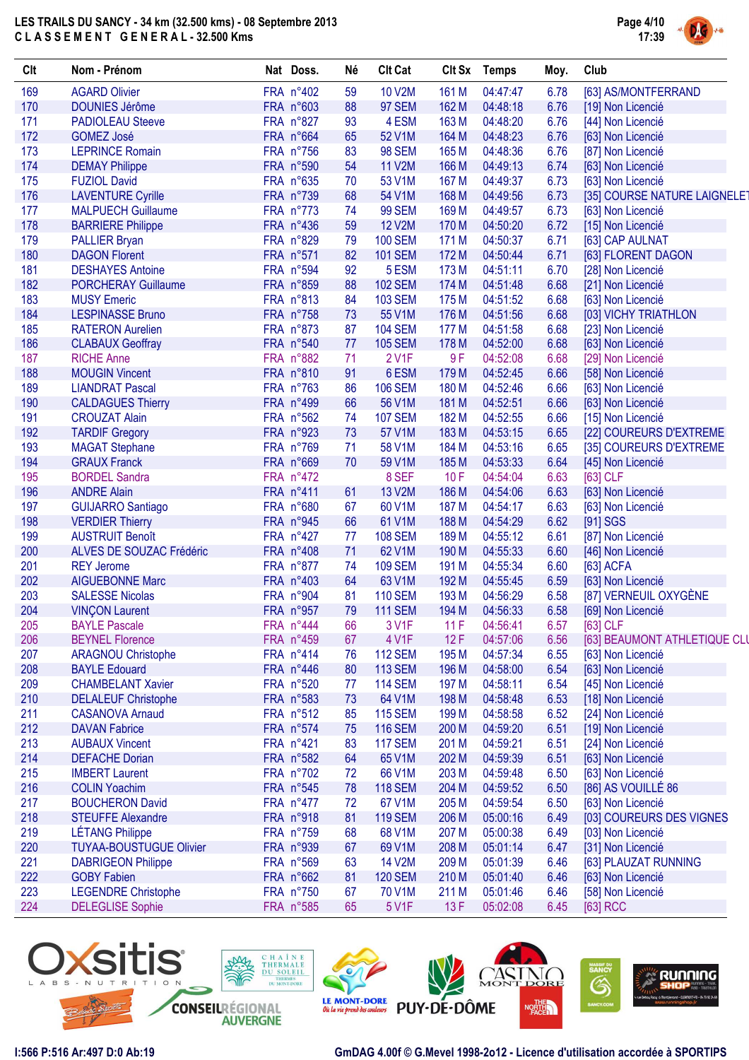LES TRAILS DU SANCY - 34 km (32.500 kms) - 08 Septembre 2013

CLASSEMENT GENERAL - 32.500 Kms

| Clt | Nom - Prénom | Nat | Doss. | Né | Clt Cat | Clt Sx | Temps | Moy. | Club |
|---|---|---|---|---|---|---|---|---|---|
| 169 | AGARD Olivier | FRA | n°402 | 59 | 10 V2M | 161 M | 04:47:47 | 6.78 | [63] AS/MONTFERRAND |
| 170 | DOUNIES Jérôme | FRA | n°603 | 88 | 97 SEM | 162 M | 04:48:18 | 6.76 | [19] Non Licencié |
| 171 | PADIOLEAU Steeve | FRA | n°827 | 93 | 4 ESM | 163 M | 04:48:20 | 6.76 | [44] Non Licencié |
| 172 | GOMEZ José | FRA | n°664 | 65 | 52 V1M | 164 M | 04:48:23 | 6.76 | [63] Non Licencié |
| 173 | LEPRINCE Romain | FRA | n°756 | 83 | 98 SEM | 165 M | 04:48:36 | 6.76 | [87] Non Licencié |
| 174 | DEMAY Philippe | FRA | n°590 | 54 | 11 V2M | 166 M | 04:49:13 | 6.74 | [63] Non Licencié |
| 175 | FUZIOL David | FRA | n°635 | 70 | 53 V1M | 167 M | 04:49:37 | 6.73 | [63] Non Licencié |
| 176 | LAVENTURE Cyrille | FRA | n°739 | 68 | 54 V1M | 168 M | 04:49:56 | 6.73 | [35] COURSE NATURE LAIGNELET |
| 177 | MALPUECH Guillaume | FRA | n°773 | 74 | 99 SEM | 169 M | 04:49:57 | 6.73 | [63] Non Licencié |
| 178 | BARRIERE Philippe | FRA | n°436 | 59 | 12 V2M | 170 M | 04:50:20 | 6.72 | [15] Non Licencié |
| 179 | PALLIER Bryan | FRA | n°829 | 79 | 100 SEM | 171 M | 04:50:37 | 6.71 | [63] CAP AULNAT |
| 180 | DAGON Florent | FRA | n°571 | 82 | 101 SEM | 172 M | 04:50:44 | 6.71 | [63] FLORENT DAGON |
| 181 | DESHAYES Antoine | FRA | n°594 | 92 | 5 ESM | 173 M | 04:51:11 | 6.70 | [28] Non Licencié |
| 182 | PORCHERAY Guillaume | FRA | n°859 | 88 | 102 SEM | 174 M | 04:51:48 | 6.68 | [21] Non Licencié |
| 183 | MUSY Emeric | FRA | n°813 | 88 | 103 SEM | 175 M | 04:51:52 | 6.68 | [63] Non Licencié |
| 184 | LESPINASSE Bruno | FRA | n°758 | 73 | 55 V1M | 176 M | 04:51:56 | 6.68 | [03] VICHY TRIATHLON |
| 185 | RATERON Aurelien | FRA | n°873 | 87 | 104 SEM | 177 M | 04:51:58 | 6.68 | [23] Non Licencié |
| 186 | CLABAUX Geoffray | FRA | n°540 | 77 | 105 SEM | 178 M | 04:52:00 | 6.68 | [63] Non Licencié |
| 187 | RICHE Anne | FRA | n°882 | 71 | 2 V1F | 9 F | 04:52:08 | 6.68 | [29] Non Licencié |
| 188 | MOUGIN Vincent | FRA | n°810 | 91 | 6 ESM | 179 M | 04:52:45 | 6.66 | [58] Non Licencié |
| 189 | LIANDRAT Pascal | FRA | n°763 | 86 | 106 SEM | 180 M | 04:52:46 | 6.66 | [63] Non Licencié |
| 190 | CALDAGUES Thierry | FRA | n°499 | 66 | 56 V1M | 181 M | 04:52:51 | 6.66 | [63] Non Licencié |
| 191 | CROUZAT Alain | FRA | n°562 | 74 | 107 SEM | 182 M | 04:52:55 | 6.66 | [15] Non Licencié |
| 192 | TARDIF Gregory | FRA | n°923 | 73 | 57 V1M | 183 M | 04:53:15 | 6.65 | [22] COUREURS D'EXTREME |
| 193 | MAGAT Stephane | FRA | n°769 | 71 | 58 V1M | 184 M | 04:53:16 | 6.65 | [35] COUREURS D'EXTREME |
| 194 | GRAUX Franck | FRA | n°669 | 70 | 59 V1M | 185 M | 04:53:33 | 6.64 | [45] Non Licencié |
| 195 | BORDEL Sandra | FRA | n°472 | | 8 SEF | 10 F | 04:54:04 | 6.63 | [63] CLF |
| 196 | ANDRE Alain | FRA | n°411 | 61 | 13 V2M | 186 M | 04:54:06 | 6.63 | [63] Non Licencié |
| 197 | GUIJARRO Santiago | FRA | n°680 | 67 | 60 V1M | 187 M | 04:54:17 | 6.63 | [63] Non Licencié |
| 198 | VERDIER Thierry | FRA | n°945 | 66 | 61 V1M | 188 M | 04:54:29 | 6.62 | [91] SGS |
| 199 | AUSTRUIT Benoît | FRA | n°427 | 77 | 108 SEM | 189 M | 04:55:12 | 6.61 | [87] Non Licencié |
| 200 | ALVES DE SOUZAC Frédéric | FRA | n°408 | 71 | 62 V1M | 190 M | 04:55:33 | 6.60 | [46] Non Licencié |
| 201 | REY Jerome | FRA | n°877 | 74 | 109 SEM | 191 M | 04:55:34 | 6.60 | [63] ACFA |
| 202 | AIGUEBONNE Marc | FRA | n°403 | 64 | 63 V1M | 192 M | 04:55:45 | 6.59 | [63] Non Licencié |
| 203 | SALESSE Nicolas | FRA | n°904 | 81 | 110 SEM | 193 M | 04:56:29 | 6.58 | [87] VERNEUIL OXYGÈNE |
| 204 | VINÇON Laurent | FRA | n°957 | 79 | 111 SEM | 194 M | 04:56:33 | 6.58 | [69] Non Licencié |
| 205 | BAYLE Pascale | FRA | n°444 | 66 | 3 V1F | 11 F | 04:56:41 | 6.57 | [63] CLF |
| 206 | BEYNEL Florence | FRA | n°459 | 67 | 4 V1F | 12 F | 04:57:06 | 6.56 | [63] BEAUMONT ATHLETIQUE CLU |
| 207 | ARAGNOU Christophe | FRA | n°414 | 76 | 112 SEM | 195 M | 04:57:34 | 6.55 | [63] Non Licencié |
| 208 | BAYLE Edouard | FRA | n°446 | 80 | 113 SEM | 196 M | 04:58:00 | 6.54 | [63] Non Licencié |
| 209 | CHAMBELANT Xavier | FRA | n°520 | 77 | 114 SEM | 197 M | 04:58:11 | 6.54 | [45] Non Licencié |
| 210 | DELALEUF Christophe | FRA | n°583 | 73 | 64 V1M | 198 M | 04:58:48 | 6.53 | [18] Non Licencié |
| 211 | CASANOVA Arnaud | FRA | n°512 | 85 | 115 SEM | 199 M | 04:58:58 | 6.52 | [24] Non Licencié |
| 212 | DAVAN Fabrice | FRA | n°574 | 75 | 116 SEM | 200 M | 04:59:20 | 6.51 | [19] Non Licencié |
| 213 | AUBAUX Vincent | FRA | n°421 | 83 | 117 SEM | 201 M | 04:59:21 | 6.51 | [24] Non Licencié |
| 214 | DEFACHE Dorian | FRA | n°582 | 64 | 65 V1M | 202 M | 04:59:39 | 6.51 | [63] Non Licencié |
| 215 | IMBERT Laurent | FRA | n°702 | 72 | 66 V1M | 203 M | 04:59:48 | 6.50 | [63] Non Licencié |
| 216 | COLIN Yoachim | FRA | n°545 | 78 | 118 SEM | 204 M | 04:59:52 | 6.50 | [86] AS VOUILLÉ 86 |
| 217 | BOUCHERON David | FRA | n°477 | 72 | 67 V1M | 205 M | 04:59:54 | 6.50 | [63] Non Licencié |
| 218 | STEUFFE Alexandre | FRA | n°918 | 81 | 119 SEM | 206 M | 05:00:16 | 6.49 | [03] COUREURS DES VIGNES |
| 219 | LÉTANG Philippe | FRA | n°759 | 68 | 68 V1M | 207 M | 05:00:38 | 6.49 | [03] Non Licencié |
| 220 | TUYAA-BOUSTUGUE Olivier | FRA | n°939 | 67 | 69 V1M | 208 M | 05:01:14 | 6.47 | [31] Non Licencié |
| 221 | DABRIGEON Philippe | FRA | n°569 | 63 | 14 V2M | 209 M | 05:01:39 | 6.46 | [63] PLAUZAT RUNNING |
| 222 | GOBY Fabien | FRA | n°662 | 81 | 120 SEM | 210 M | 05:01:40 | 6.46 | [63] Non Licencié |
| 223 | LEGENDRE Christophe | FRA | n°750 | 67 | 70 V1M | 211 M | 05:01:46 | 6.46 | [58] Non Licencié |
| 224 | DELEGLISE Sophie | FRA | n°585 | 65 | 5 V1F | 13 F | 05:02:08 | 6.45 | [63] RCC |

I:566 P:516 Ar:497 D:0 Ab:19

GmDAG 4.00f © G.Mevel 1998-2o12 - Licence d'utilisation accordée à SPORTIPS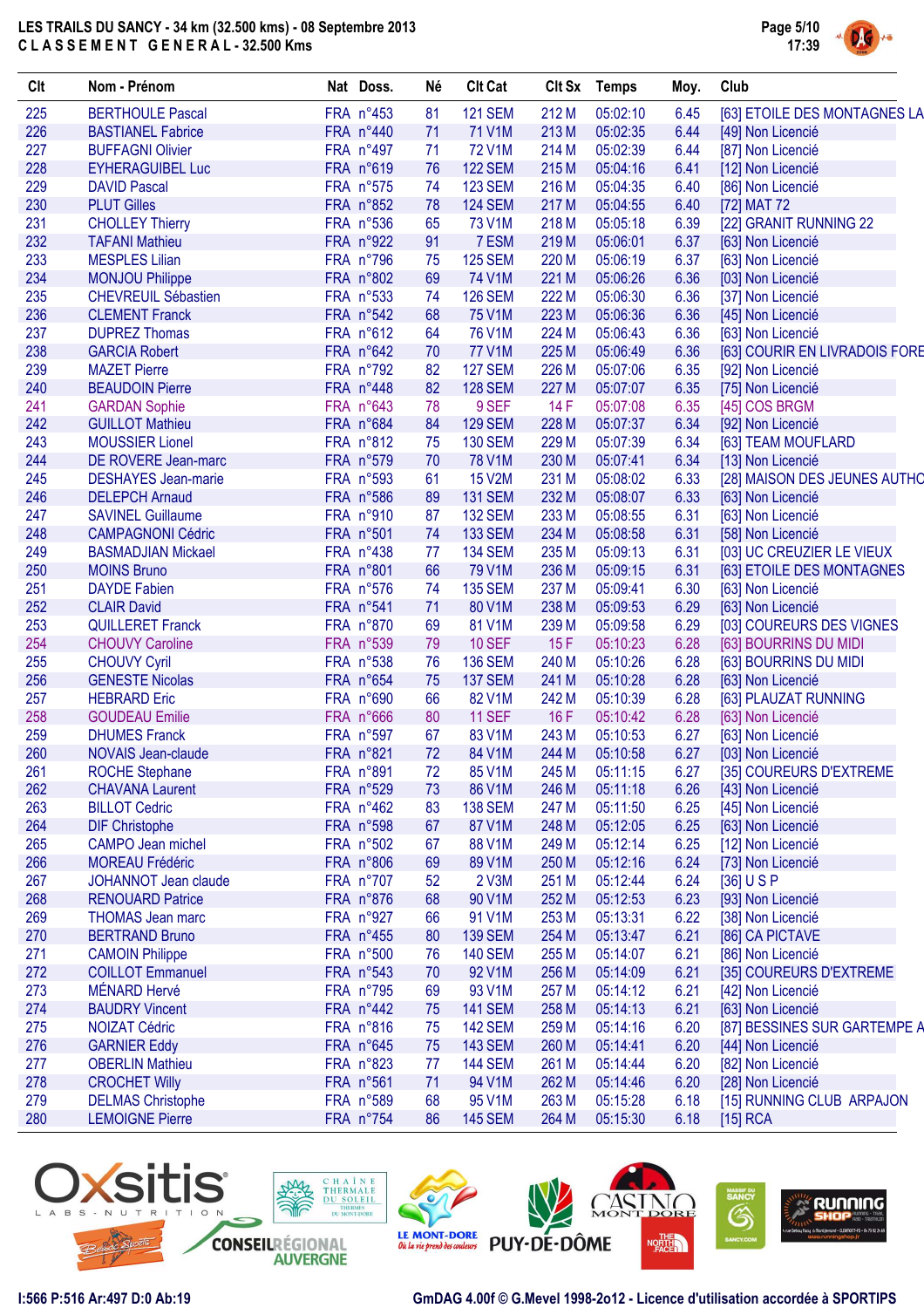LES TRAILS DU SANCY - 34 km (32.500 kms) - 08 Septembre 2013
C L A S S E M E N T   G E N E R A L - 32.500 Kms

| Clt | Nom - Prénom | Nat | Doss. | Né | Clt Cat | Clt Sx | Temps | Moy. | Club |
|---|---|---|---|---|---|---|---|---|---|
| 225 | BERTHOULE Pascal | FRA | n°453 | 81 | 121 SEM | 212 M | 05:02:10 | 6.45 | [63] ETOILE DES MONTAGNES LA |
| 226 | BASTIANEL Fabrice | FRA | n°440 | 71 | 71 V1M | 213 M | 05:02:35 | 6.44 | [49] Non Licencié |
| 227 | BUFFAGNI Olivier | FRA | n°497 | 71 | 72 V1M | 214 M | 05:02:39 | 6.44 | [87] Non Licencié |
| 228 | EYHERAGUIBEL Luc | FRA | n°619 | 76 | 122 SEM | 215 M | 05:04:16 | 6.41 | [12] Non Licencié |
| 229 | DAVID Pascal | FRA | n°575 | 74 | 123 SEM | 216 M | 05:04:35 | 6.40 | [86] Non Licencié |
| 230 | PLUT Gilles | FRA | n°852 | 78 | 124 SEM | 217 M | 05:04:55 | 6.40 | [72] MAT 72 |
| 231 | CHOLLEY Thierry | FRA | n°536 | 65 | 73 V1M | 218 M | 05:05:18 | 6.39 | [22] GRANIT RUNNING 22 |
| 232 | TAFANI Mathieu | FRA | n°922 | 91 | 7 ESM | 219 M | 05:06:01 | 6.37 | [63] Non Licencié |
| 233 | MESPLES Lilian | FRA | n°796 | 75 | 125 SEM | 220 M | 05:06:19 | 6.37 | [63] Non Licencié |
| 234 | MONJOU Philippe | FRA | n°802 | 69 | 74 V1M | 221 M | 05:06:26 | 6.36 | [03] Non Licencié |
| 235 | CHEVREUIL Sébastien | FRA | n°533 | 74 | 126 SEM | 222 M | 05:06:30 | 6.36 | [37] Non Licencié |
| 236 | CLEMENT Franck | FRA | n°542 | 68 | 75 V1M | 223 M | 05:06:36 | 6.36 | [45] Non Licencié |
| 237 | DUPREZ Thomas | FRA | n°612 | 64 | 76 V1M | 224 M | 05:06:43 | 6.36 | [63] Non Licencié |
| 238 | GARCIA Robert | FRA | n°642 | 70 | 77 V1M | 225 M | 05:06:49 | 6.36 | [63] COURIR EN LIVRADOIS FORE |
| 239 | MAZET Pierre | FRA | n°792 | 82 | 127 SEM | 226 M | 05:07:06 | 6.35 | [92] Non Licencié |
| 240 | BEAUDOIN Pierre | FRA | n°448 | 82 | 128 SEM | 227 M | 05:07:07 | 6.35 | [75] Non Licencié |
| 241 | GARDAN Sophie | FRA | n°643 | 78 | 9 SEF | 14 F | 05:07:08 | 6.35 | [45] COS BRGM |
| 242 | GUILLOT Mathieu | FRA | n°684 | 84 | 129 SEM | 228 M | 05:07:37 | 6.34 | [92] Non Licencié |
| 243 | MOUSSIER Lionel | FRA | n°812 | 75 | 130 SEM | 229 M | 05:07:39 | 6.34 | [63] TEAM MOUFLARD |
| 244 | DE ROVERE Jean-marc | FRA | n°579 | 70 | 78 V1M | 230 M | 05:07:41 | 6.34 | [13] Non Licencié |
| 245 | DESHAYES Jean-marie | FRA | n°593 | 61 | 15 V2M | 231 M | 05:08:02 | 6.33 | [28] MAISON DES JEUNES AUTHC |
| 246 | DELEPCH Arnaud | FRA | n°586 | 89 | 131 SEM | 232 M | 05:08:07 | 6.33 | [63] Non Licencié |
| 247 | SAVINEL Guillaume | FRA | n°910 | 87 | 132 SEM | 233 M | 05:08:55 | 6.31 | [63] Non Licencié |
| 248 | CAMPAGNONI Cédric | FRA | n°501 | 74 | 133 SEM | 234 M | 05:08:58 | 6.31 | [58] Non Licencié |
| 249 | BASMADJIAN Mickael | FRA | n°438 | 77 | 134 SEM | 235 M | 05:09:13 | 6.31 | [03] UC CREUZIER LE VIEUX |
| 250 | MOINS Bruno | FRA | n°801 | 66 | 79 V1M | 236 M | 05:09:15 | 6.31 | [63] ETOILE DES MONTAGNES |
| 251 | DAYDE Fabien | FRA | n°576 | 74 | 135 SEM | 237 M | 05:09:41 | 6.30 | [63] Non Licencié |
| 252 | CLAIR David | FRA | n°541 | 71 | 80 V1M | 238 M | 05:09:53 | 6.29 | [63] Non Licencié |
| 253 | QUILLERET Franck | FRA | n°870 | 69 | 81 V1M | 239 M | 05:09:58 | 6.29 | [03] COUREURS DES VIGNES |
| 254 | CHOUVY Caroline | FRA | n°539 | 79 | 10 SEF | 15 F | 05:10:23 | 6.28 | [63] BOURRINS DU MIDI |
| 255 | CHOUVY Cyril | FRA | n°538 | 76 | 136 SEM | 240 M | 05:10:26 | 6.28 | [63] BOURRINS DU MIDI |
| 256 | GENESTE Nicolas | FRA | n°654 | 75 | 137 SEM | 241 M | 05:10:28 | 6.28 | [63] Non Licencié |
| 257 | HEBRARD Eric | FRA | n°690 | 66 | 82 V1M | 242 M | 05:10:39 | 6.28 | [63] PLAUZAT RUNNING |
| 258 | GOUDEAU Emilie | FRA | n°666 | 80 | 11 SEF | 16 F | 05:10:42 | 6.28 | [63] Non Licencié |
| 259 | DHUMES Franck | FRA | n°597 | 67 | 83 V1M | 243 M | 05:10:53 | 6.27 | [63] Non Licencié |
| 260 | NOVAIS Jean-claude | FRA | n°821 | 72 | 84 V1M | 244 M | 05:10:58 | 6.27 | [03] Non Licencié |
| 261 | ROCHE Stephane | FRA | n°891 | 72 | 85 V1M | 245 M | 05:11:15 | 6.27 | [35] COUREURS D'EXTREME |
| 262 | CHAVANA Laurent | FRA | n°529 | 73 | 86 V1M | 246 M | 05:11:18 | 6.26 | [43] Non Licencié |
| 263 | BILLOT Cedric | FRA | n°462 | 83 | 138 SEM | 247 M | 05:11:50 | 6.25 | [45] Non Licencié |
| 264 | DIF Christophe | FRA | n°598 | 67 | 87 V1M | 248 M | 05:12:05 | 6.25 | [63] Non Licencié |
| 265 | CAMPO Jean michel | FRA | n°502 | 67 | 88 V1M | 249 M | 05:12:14 | 6.25 | [12] Non Licencié |
| 266 | MOREAU Frédéric | FRA | n°806 | 69 | 89 V1M | 250 M | 05:12:16 | 6.24 | [73] Non Licencié |
| 267 | JOHANNOT Jean claude | FRA | n°707 | 52 | 2 V3M | 251 M | 05:12:44 | 6.24 | [36] U S P |
| 268 | RENOUARD Patrice | FRA | n°876 | 68 | 90 V1M | 252 M | 05:12:53 | 6.23 | [93] Non Licencié |
| 269 | THOMAS Jean marc | FRA | n°927 | 66 | 91 V1M | 253 M | 05:13:31 | 6.22 | [38] Non Licencié |
| 270 | BERTRAND Bruno | FRA | n°455 | 80 | 139 SEM | 254 M | 05:13:47 | 6.21 | [86] CA PICTAVE |
| 271 | CAMOIN Philippe | FRA | n°500 | 76 | 140 SEM | 255 M | 05:14:07 | 6.21 | [86] Non Licencié |
| 272 | COILLOT Emmanuel | FRA | n°543 | 70 | 92 V1M | 256 M | 05:14:09 | 6.21 | [35] COUREURS D'EXTREME |
| 273 | MÉNARD Hervé | FRA | n°795 | 69 | 93 V1M | 257 M | 05:14:12 | 6.21 | [42] Non Licencié |
| 274 | BAUDRY Vincent | FRA | n°442 | 75 | 141 SEM | 258 M | 05:14:13 | 6.21 | [63] Non Licencié |
| 275 | NOIZAT Cédric | FRA | n°816 | 75 | 142 SEM | 259 M | 05:14:16 | 6.20 | [87] BESSINES SUR GARTEMPE A |
| 276 | GARNIER Eddy | FRA | n°645 | 75 | 143 SEM | 260 M | 05:14:41 | 6.20 | [44] Non Licencié |
| 277 | OBERLIN Mathieu | FRA | n°823 | 77 | 144 SEM | 261 M | 05:14:44 | 6.20 | [82] Non Licencié |
| 278 | CROCHET Willy | FRA | n°561 | 71 | 94 V1M | 262 M | 05:14:46 | 6.20 | [28] Non Licencié |
| 279 | DELMAS Christophe | FRA | n°589 | 68 | 95 V1M | 263 M | 05:15:28 | 6.18 | [15] RUNNING CLUB ARPAJON |
| 280 | LEMOIGNE Pierre | FRA | n°754 | 86 | 145 SEM | 264 M | 05:15:30 | 6.18 | [15] RCA |

I:566 P:516 Ar:497 D:0 Ab:19

GmDAG 4.00f © G.Mevel 1998-2o12 - Licence d'utilisation accordée à SPORTIPS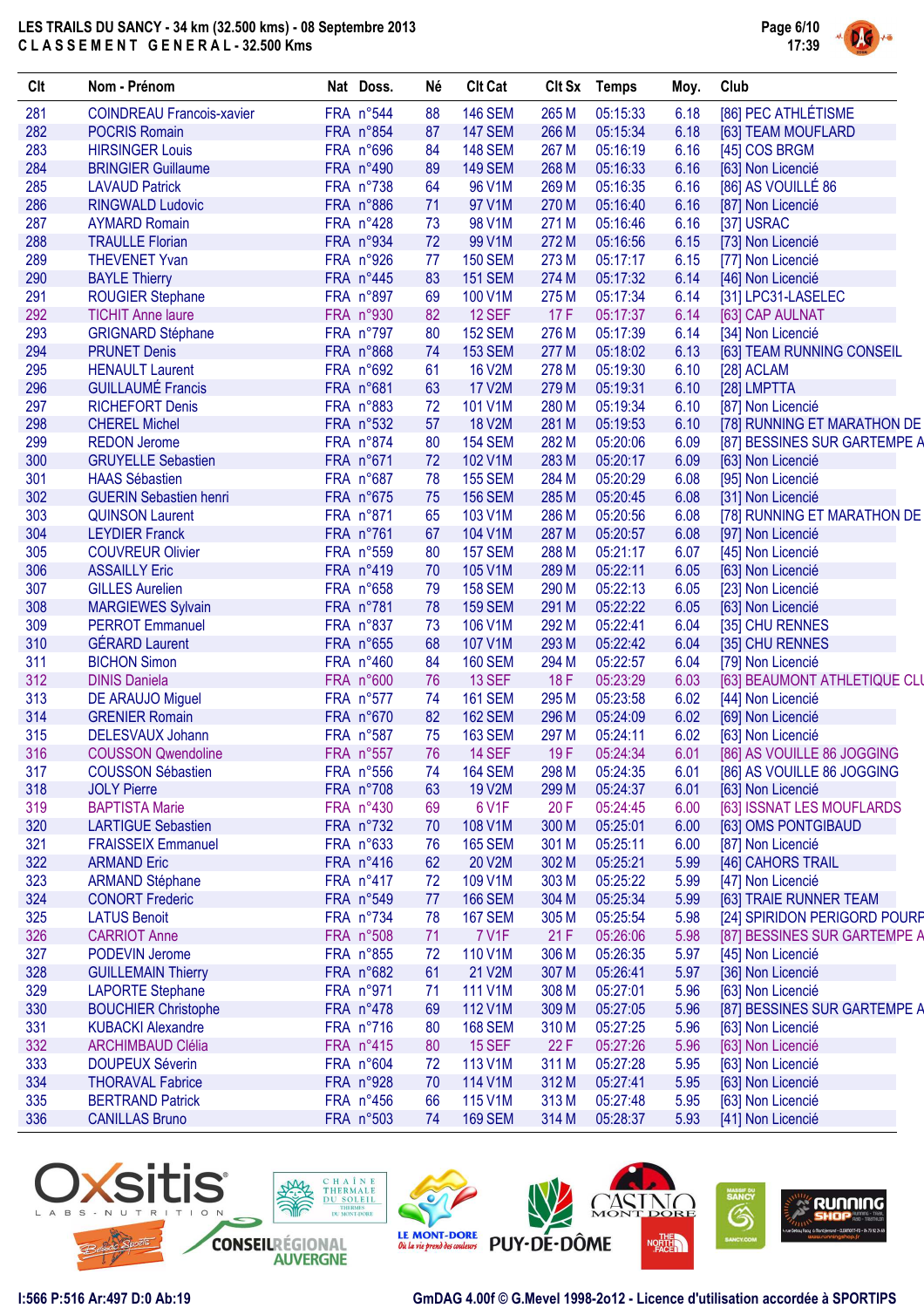# LES TRAILS DU SANCY - 34 km (32.500 kms) - 08 Septembre 2013

## CLASSEMENT GENERAL - 32.500 Kms

| Clt | Nom - Prénom | Nat | Doss. | Né | Clt Cat | Clt Sx | Temps | Moy. | Club |
|---|---|---|---|---|---|---|---|---|---|
| 281 | COINDREAU Francois-xavier | FRA | n°544 | 88 | 146 SEM | 265 M | 05:15:33 | 6.18 | [86] PEC ATHLÉTISME |
| 282 | POCRIS Romain | FRA | n°854 | 87 | 147 SEM | 266 M | 05:15:34 | 6.18 | [63] TEAM MOUFLARD |
| 283 | HIRSINGER Louis | FRA | n°696 | 84 | 148 SEM | 267 M | 05:16:19 | 6.16 | [45] COS BRGM |
| 284 | BRINGIER Guillaume | FRA | n°490 | 89 | 149 SEM | 268 M | 05:16:33 | 6.16 | [63] Non Licencié |
| 285 | LAVAUD Patrick | FRA | n°738 | 64 | 96 V1M | 269 M | 05:16:35 | 6.16 | [86] AS VOUILLÉ 86 |
| 286 | RINGWALD Ludovic | FRA | n°886 | 71 | 97 V1M | 270 M | 05:16:40 | 6.16 | [87] Non Licencié |
| 287 | AYMARD Romain | FRA | n°428 | 73 | 98 V1M | 271 M | 05:16:46 | 6.16 | [37] USRAC |
| 288 | TRAULLE Florian | FRA | n°934 | 72 | 99 V1M | 272 M | 05:16:56 | 6.15 | [73] Non Licencié |
| 289 | THEVENET Yvan | FRA | n°926 | 77 | 150 SEM | 273 M | 05:17:17 | 6.15 | [77] Non Licencié |
| 290 | BAYLE Thierry | FRA | n°445 | 83 | 151 SEM | 274 M | 05:17:32 | 6.14 | [46] Non Licencié |
| 291 | ROUGIER Stephane | FRA | n°897 | 69 | 100 V1M | 275 M | 05:17:34 | 6.14 | [31] LPC31-LASELEC |
| 292 | TICHIT Anne laure | FRA | n°930 | 82 | 12 SEF | 17 F | 05:17:37 | 6.14 | [63] CAP AULNAT |
| 293 | GRIGNARD Stéphane | FRA | n°797 | 80 | 152 SEM | 276 M | 05:17:39 | 6.14 | [34] Non Licencié |
| 294 | PRUNET Denis | FRA | n°868 | 74 | 153 SEM | 277 M | 05:18:02 | 6.13 | [63] TEAM RUNNING CONSEIL |
| 295 | HENAULT Laurent | FRA | n°692 | 61 | 16 V2M | 278 M | 05:19:30 | 6.10 | [28] ACLAM |
| 296 | GUILLAUMÉ Francis | FRA | n°681 | 63 | 17 V2M | 279 M | 05:19:31 | 6.10 | [28] LMPTTA |
| 297 | RICHEFORT Denis | FRA | n°883 | 72 | 101 V1M | 280 M | 05:19:34 | 6.10 | [87] Non Licencié |
| 298 | CHEREL Michel | FRA | n°532 | 57 | 18 V2M | 281 M | 05:19:53 | 6.10 | [78] RUNNING ET MARATHON DE |
| 299 | REDON Jerome | FRA | n°874 | 80 | 154 SEM | 282 M | 05:20:06 | 6.09 | [87] BESSINES SUR GARTEMPE A |
| 300 | GRUYELLE Sebastien | FRA | n°671 | 72 | 102 V1M | 283 M | 05:20:17 | 6.09 | [63] Non Licencié |
| 301 | HAAS Sébastien | FRA | n°687 | 78 | 155 SEM | 284 M | 05:20:29 | 6.08 | [95] Non Licencié |
| 302 | GUERIN Sebastien henri | FRA | n°675 | 75 | 156 SEM | 285 M | 05:20:45 | 6.08 | [31] Non Licencié |
| 303 | QUINSON Laurent | FRA | n°871 | 65 | 103 V1M | 286 M | 05:20:56 | 6.08 | [78] RUNNING ET MARATHON DE |
| 304 | LEYDIER Franck | FRA | n°761 | 67 | 104 V1M | 287 M | 05:20:57 | 6.08 | [97] Non Licencié |
| 305 | COUVREUR Olivier | FRA | n°559 | 80 | 157 SEM | 288 M | 05:21:17 | 6.07 | [45] Non Licencié |
| 306 | ASSAILLY Eric | FRA | n°419 | 70 | 105 V1M | 289 M | 05:22:11 | 6.05 | [63] Non Licencié |
| 307 | GILLES Aurelien | FRA | n°658 | 79 | 158 SEM | 290 M | 05:22:13 | 6.05 | [23] Non Licencié |
| 308 | MARGIEWES Sylvain | FRA | n°781 | 78 | 159 SEM | 291 M | 05:22:22 | 6.05 | [63] Non Licencié |
| 309 | PERROT Emmanuel | FRA | n°837 | 73 | 106 V1M | 292 M | 05:22:41 | 6.04 | [35] CHU RENNES |
| 310 | GÉRARD Laurent | FRA | n°655 | 68 | 107 V1M | 293 M | 05:22:42 | 6.04 | [35] CHU RENNES |
| 311 | BICHON Simon | FRA | n°460 | 84 | 160 SEM | 294 M | 05:22:57 | 6.04 | [79] Non Licencié |
| 312 | DINIS Daniela | FRA | n°600 | 76 | 13 SEF | 18 F | 05:23:29 | 6.03 | [63] BEAUMONT ATHLETIQUE CLU |
| 313 | DE ARAUJO Miguel | FRA | n°577 | 74 | 161 SEM | 295 M | 05:23:58 | 6.02 | [44] Non Licencié |
| 314 | GRENIER Romain | FRA | n°670 | 82 | 162 SEM | 296 M | 05:24:09 | 6.02 | [69] Non Licencié |
| 315 | DELESVAUX Johann | FRA | n°587 | 75 | 163 SEM | 297 M | 05:24:11 | 6.02 | [63] Non Licencié |
| 316 | COUSSON Qwendoline | FRA | n°557 | 76 | 14 SEF | 19 F | 05:24:34 | 6.01 | [86] AS VOUILLE 86 JOGGING |
| 317 | COUSSON Sébastien | FRA | n°556 | 74 | 164 SEM | 298 M | 05:24:35 | 6.01 | [86] AS VOUILLE 86 JOGGING |
| 318 | JOLY Pierre | FRA | n°708 | 63 | 19 V2M | 299 M | 05:24:37 | 6.01 | [63] Non Licencié |
| 319 | BAPTISTA Marie | FRA | n°430 | 69 | 6 V1F | 20 F | 05:24:45 | 6.00 | [63] ISSNAT LES MOUFLARDS |
| 320 | LARTIGUE Sebastien | FRA | n°732 | 70 | 108 V1M | 300 M | 05:25:01 | 6.00 | [63] OMS PONTGIBAUD |
| 321 | FRAISSEIX Emmanuel | FRA | n°633 | 76 | 165 SEM | 301 M | 05:25:11 | 6.00 | [87] Non Licencié |
| 322 | ARMAND Eric | FRA | n°416 | 62 | 20 V2M | 302 M | 05:25:21 | 5.99 | [46] CAHORS TRAIL |
| 323 | ARMAND Stéphane | FRA | n°417 | 72 | 109 V1M | 303 M | 05:25:22 | 5.99 | [47] Non Licencié |
| 324 | CONORT Frederic | FRA | n°549 | 77 | 166 SEM | 304 M | 05:25:34 | 5.99 | [63] TRAIE RUNNER TEAM |
| 325 | LATUS Benoit | FRA | n°734 | 78 | 167 SEM | 305 M | 05:25:54 | 5.98 | [24] SPIRIDON PERIGORD POURP |
| 326 | CARRIOT Anne | FRA | n°508 | 71 | 7 V1F | 21 F | 05:26:06 | 5.98 | [87] BESSINES SUR GARTEMPE A |
| 327 | PODEVIN Jerome | FRA | n°855 | 72 | 110 V1M | 306 M | 05:26:35 | 5.97 | [45] Non Licencié |
| 328 | GUILLEMAIN Thierry | FRA | n°682 | 61 | 21 V2M | 307 M | 05:26:41 | 5.97 | [36] Non Licencié |
| 329 | LAPORTE Stephane | FRA | n°971 | 71 | 111 V1M | 308 M | 05:27:01 | 5.96 | [63] Non Licencié |
| 330 | BOUCHIER Christophe | FRA | n°478 | 69 | 112 V1M | 309 M | 05:27:05 | 5.96 | [87] BESSINES SUR GARTEMPE A |
| 331 | KUBACKI Alexandre | FRA | n°716 | 80 | 168 SEM | 310 M | 05:27:25 | 5.96 | [63] Non Licencié |
| 332 | ARCHIMBAUD Clélia | FRA | n°415 | 80 | 15 SEF | 22 F | 05:27:26 | 5.96 | [63] Non Licencié |
| 333 | DOUPEUX Séverin | FRA | n°604 | 72 | 113 V1M | 311 M | 05:27:28 | 5.95 | [63] Non Licencié |
| 334 | THORAVAL Fabrice | FRA | n°928 | 70 | 114 V1M | 312 M | 05:27:41 | 5.95 | [63] Non Licencié |
| 335 | BERTRAND Patrick | FRA | n°456 | 66 | 115 V1M | 313 M | 05:27:48 | 5.95 | [63] Non Licencié |
| 336 | CANILLAS Bruno | FRA | n°503 | 74 | 169 SEM | 314 M | 05:28:37 | 5.93 | [41] Non Licencié |

I:566 P:516 Ar:497 D:0 Ab:19

GmDAG 4.00f © G.Mevel 1998-2o12 - Licence d'utilisation accordée à SPORTIPS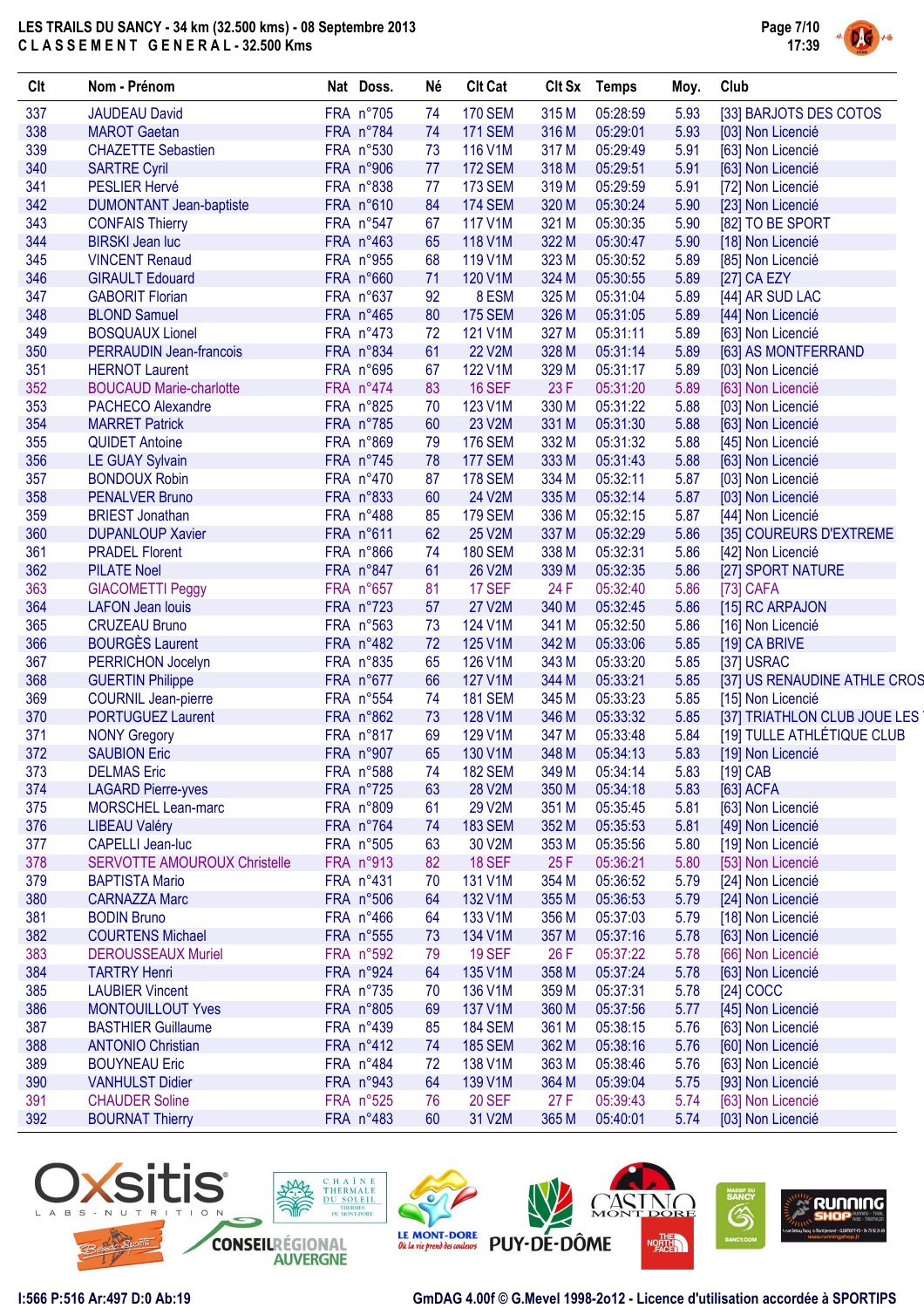LES TRAILS DU SANCY - 34 km (32.500 kms) - 08 Septembre 2013
CLASSEMENT GENERAL - 32.500 Kms

| Clt | Nom - Prénom | Nat | Doss. | Né | Clt Cat | Clt Sx | Temps | Moy. | Club |
|---|---|---|---|---|---|---|---|---|---|
| 337 | JAUDEAU David | FRA | n°705 | 74 | 170 SEM | 315 M | 05:28:59 | 5.93 | [33] BARJOTS DES COTOS |
| 338 | MAROT Gaetan | FRA | n°784 | 74 | 171 SEM | 316 M | 05:29:01 | 5.93 | [03] Non Licencié |
| 339 | CHAZETTE Sebastien | FRA | n°530 | 73 | 116 V1M | 317 M | 05:29:49 | 5.91 | [63] Non Licencié |
| 340 | SARTRE Cyril | FRA | n°906 | 77 | 172 SEM | 318 M | 05:29:51 | 5.91 | [63] Non Licencié |
| 341 | PESLIER Hervé | FRA | n°838 | 77 | 173 SEM | 319 M | 05:29:59 | 5.91 | [72] Non Licencié |
| 342 | DUMONTANT Jean-baptiste | FRA | n°610 | 84 | 174 SEM | 320 M | 05:30:24 | 5.90 | [23] Non Licencié |
| 343 | CONFAIS Thierry | FRA | n°547 | 67 | 117 V1M | 321 M | 05:30:35 | 5.90 | [82] TO BE SPORT |
| 344 | BIRSKI Jean luc | FRA | n°463 | 65 | 118 V1M | 322 M | 05:30:47 | 5.90 | [18] Non Licencié |
| 345 | VINCENT Renaud | FRA | n°955 | 68 | 119 V1M | 323 M | 05:30:52 | 5.89 | [85] Non Licencié |
| 346 | GIRAULT Edouard | FRA | n°660 | 71 | 120 V1M | 324 M | 05:30:55 | 5.89 | [27] CA EZY |
| 347 | GABORIT Florian | FRA | n°637 | 92 | 8 ESM | 325 M | 05:31:04 | 5.89 | [44] AR SUD LAC |
| 348 | BLOND Samuel | FRA | n°465 | 80 | 175 SEM | 326 M | 05:31:05 | 5.89 | [44] Non Licencié |
| 349 | BOSQUAUX Lionel | FRA | n°473 | 72 | 121 V1M | 327 M | 05:31:11 | 5.89 | [63] Non Licencié |
| 350 | PERRAUDIN Jean-francois | FRA | n°834 | 61 | 22 V2M | 328 M | 05:31:14 | 5.89 | [63] AS MONTFERRAND |
| 351 | HERNOT Laurent | FRA | n°695 | 67 | 122 V1M | 329 M | 05:31:17 | 5.89 | [03] Non Licencié |
| 352 | BOUCAUD Marie-charlotte | FRA | n°474 | 83 | 16 SEF | 23 F | 05:31:20 | 5.89 | [63] Non Licencié |
| 353 | PACHECO Alexandre | FRA | n°825 | 70 | 123 V1M | 330 M | 05:31:22 | 5.88 | [03] Non Licencié |
| 354 | MARRET Patrick | FRA | n°785 | 60 | 23 V2M | 331 M | 05:31:30 | 5.88 | [63] Non Licencié |
| 355 | QUIDET Antoine | FRA | n°869 | 79 | 176 SEM | 332 M | 05:31:32 | 5.88 | [45] Non Licencié |
| 356 | LE GUAY Sylvain | FRA | n°745 | 78 | 177 SEM | 333 M | 05:31:43 | 5.88 | [63] Non Licencié |
| 357 | BONDOUX Robin | FRA | n°470 | 87 | 178 SEM | 334 M | 05:32:11 | 5.87 | [03] Non Licencié |
| 358 | PENALVER Bruno | FRA | n°833 | 60 | 24 V2M | 335 M | 05:32:14 | 5.87 | [03] Non Licencié |
| 359 | BRIEST Jonathan | FRA | n°488 | 85 | 179 SEM | 336 M | 05:32:15 | 5.87 | [44] Non Licencié |
| 360 | DUPANLOUP Xavier | FRA | n°611 | 62 | 25 V2M | 337 M | 05:32:29 | 5.86 | [35] COUREURS D'EXTREME |
| 361 | PRADEL Florent | FRA | n°866 | 74 | 180 SEM | 338 M | 05:32:31 | 5.86 | [42] Non Licencié |
| 362 | PILATE Noel | FRA | n°847 | 61 | 26 V2M | 339 M | 05:32:35 | 5.86 | [27] SPORT NATURE |
| 363 | GIACOMETTI Peggy | FRA | n°657 | 81 | 17 SEF | 24 F | 05:32:40 | 5.86 | [73] CAFA |
| 364 | LAFON Jean louis | FRA | n°723 | 57 | 27 V2M | 340 M | 05:32:45 | 5.86 | [15] RC ARPAJON |
| 365 | CRUZEAU Bruno | FRA | n°563 | 73 | 124 V1M | 341 M | 05:32:50 | 5.86 | [16] Non Licencié |
| 366 | BOURGÈS Laurent | FRA | n°482 | 72 | 125 V1M | 342 M | 05:33:06 | 5.85 | [19] CA BRIVE |
| 367 | PERRICHON Jocelyn | FRA | n°835 | 65 | 126 V1M | 343 M | 05:33:20 | 5.85 | [37] USRAC |
| 368 | GUERTIN Philippe | FRA | n°677 | 66 | 127 V1M | 344 M | 05:33:21 | 5.85 | [37] US RENAUDINE ATHLE CROS |
| 369 | COURNIL Jean-pierre | FRA | n°554 | 74 | 181 SEM | 345 M | 05:33:23 | 5.85 | [15] Non Licencié |
| 370 | PORTUGUEZ Laurent | FRA | n°862 | 73 | 128 V1M | 346 M | 05:33:32 | 5.85 | [37] TRIATHLON CLUB JOUE LES |
| 371 | NONY Gregory | FRA | n°817 | 69 | 129 V1M | 347 M | 05:33:48 | 5.84 | [19] TULLE ATHLÉTIQUE CLUB |
| 372 | SAUBION Eric | FRA | n°907 | 65 | 130 V1M | 348 M | 05:34:13 | 5.83 | [19] Non Licencié |
| 373 | DELMAS Eric | FRA | n°588 | 74 | 182 SEM | 349 M | 05:34:14 | 5.83 | [19] CAB |
| 374 | LAGARD Pierre-yves | FRA | n°725 | 63 | 28 V2M | 350 M | 05:34:18 | 5.83 | [63] ACFA |
| 375 | MORSCHEL Jean-marc | FRA | n°809 | 61 | 29 V2M | 351 M | 05:35:45 | 5.81 | [63] Non Licencié |
| 376 | LIBEAU Valéry | FRA | n°764 | 74 | 183 SEM | 352 M | 05:35:53 | 5.81 | [49] Non Licencié |
| 377 | CAPELLI Jean-luc | FRA | n°505 | 63 | 30 V2M | 353 M | 05:35:56 | 5.80 | [19] Non Licencié |
| 378 | SERVOTTE AMOUROUX Christelle | FRA | n°913 | 82 | 18 SEF | 25 F | 05:36:21 | 5.80 | [53] Non Licencié |
| 379 | BAPTISTA Mario | FRA | n°431 | 70 | 131 V1M | 354 M | 05:36:52 | 5.79 | [24] Non Licencié |
| 380 | CARNAZZA Marc | FRA | n°506 | 64 | 132 V1M | 355 M | 05:36:53 | 5.79 | [24] Non Licencié |
| 381 | BODIN Bruno | FRA | n°466 | 64 | 133 V1M | 356 M | 05:37:03 | 5.79 | [18] Non Licencié |
| 382 | COURTENS Michael | FRA | n°555 | 73 | 134 V1M | 357 M | 05:37:16 | 5.78 | [63] Non Licencié |
| 383 | DEROUSSEAUX Muriel | FRA | n°592 | 79 | 19 SEF | 26 F | 05:37:22 | 5.78 | [66] Non Licencié |
| 384 | TARTRY Henri | FRA | n°924 | 64 | 135 V1M | 358 M | 05:37:24 | 5.78 | [63] Non Licencié |
| 385 | LAUBIER Vincent | FRA | n°735 | 70 | 136 V1M | 359 M | 05:37:31 | 5.78 | [24] COCC |
| 386 | MONTOUILLOUT Yves | FRA | n°805 | 69 | 137 V1M | 360 M | 05:37:56 | 5.77 | [45] Non Licencié |
| 387 | BASTHIER Guillaume | FRA | n°439 | 85 | 184 SEM | 361 M | 05:38:15 | 5.76 | [63] Non Licencié |
| 388 | ANTONIO Christian | FRA | n°412 | 74 | 185 SEM | 362 M | 05:38:16 | 5.76 | [60] Non Licencié |
| 389 | BOUYNEAU Eric | FRA | n°484 | 72 | 138 V1M | 363 M | 05:38:46 | 5.76 | [63] Non Licencié |
| 390 | VANHULST Didier | FRA | n°943 | 64 | 139 V1M | 364 M | 05:39:04 | 5.75 | [93] Non Licencié |
| 391 | CHAUDER Soline | FRA | n°525 | 76 | 20 SEF | 27 F | 05:39:43 | 5.74 | [63] Non Licencié |
| 392 | BOURNAT Thierry | FRA | n°483 | 60 | 31 V2M | 365 M | 05:40:01 | 5.74 | [03] Non Licencié |

I:566 P:516 Ar:497 D:0 Ab:19

GmDAG 4.00f © G.Mevel 1998-2o12 - Licence d'utilisation accordée à SPORTIPS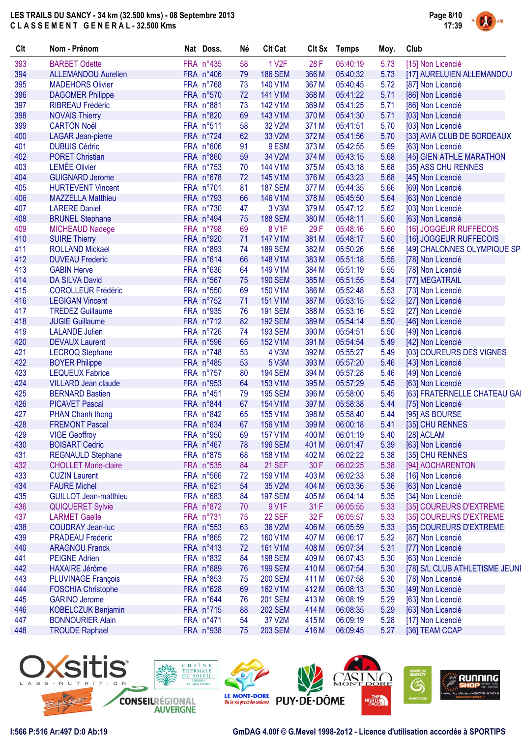# LES TRAILS DU SANCY - 34 km (32.500 kms) - 08 Septembre 2013

## CLASSEMENT GENERAL - 32.500 Kms

| Clt | Nom - Prénom | Nat | Doss. | Né | Clt Cat | Clt Sx | Temps | Moy. | Club |
|---|---|---|---|---|---|---|---|---|---|
| 393 | BARBET Odette | FRA | n°435 | 58 | 1 V2F | 28 F | 05:40:19 | 5.73 | [15] Non Licencié |
| 394 | ALLEMANDOU Aurelien | FRA | n°406 | 79 | 186 SEM | 366 M | 05:40:32 | 5.73 | [17] AURELUIEN ALLEMANDOU |
| 395 | MADEHORS Olivier | FRA | n°768 | 73 | 140 V1M | 367 M | 05:40:45 | 5.72 | [87] Non Licencié |
| 396 | DAGOMER Philippe | FRA | n°570 | 72 | 141 V1M | 368 M | 05:41:22 | 5.71 | [86] Non Licencié |
| 397 | RIBREAU Frédéric | FRA | n°881 | 73 | 142 V1M | 369 M | 05:41:25 | 5.71 | [86] Non Licencié |
| 398 | NOVAIS Thierry | FRA | n°820 | 69 | 143 V1M | 370 M | 05:41:30 | 5.71 | [03] Non Licencié |
| 399 | CARTON Noël | FRA | n°511 | 58 | 32 V2M | 371 M | 05:41:51 | 5.70 | [03] Non Licencié |
| 400 | LAGAR Jean-pierre | FRA | n°724 | 62 | 33 V2M | 372 M | 05:41:56 | 5.70 | [33] AVIA CLUB DE BORDEAUX |
| 401 | DUBUIS Cédric | FRA | n°606 | 91 | 9 ESM | 373 M | 05:42:55 | 5.69 | [63] Non Licencié |
| 402 | PORET Christian | FRA | n°860 | 59 | 34 V2M | 374 M | 05:43:15 | 5.68 | [45] GIEN ATHLE MARATHON |
| 403 | LEMÉE Olivier | FRA | n°753 | 70 | 144 V1M | 375 M | 05:43:18 | 5.68 | [35] ASS CHU RENNES |
| 404 | GUIGNARD Jerome | FRA | n°678 | 72 | 145 V1M | 376 M | 05:43:23 | 5.68 | [45] Non Licencié |
| 405 | HURTEVENT Vincent | FRA | n°701 | 81 | 187 SEM | 377 M | 05:44:35 | 5.66 | [69] Non Licencié |
| 406 | MAZZELLA Matthieu | FRA | n°793 | 66 | 146 V1M | 378 M | 05:45:50 | 5.64 | [63] Non Licencié |
| 407 | LARERE Daniel | FRA | n°730 | 47 | 3 V3M | 379 M | 05:47:12 | 5.62 | [03] Non Licencié |
| 408 | BRUNEL Stephane | FRA | n°494 | 75 | 188 SEM | 380 M | 05:48:11 | 5.60 | [63] Non Licencié |
| 409 | MICHEAUD Nadege | FRA | n°798 | 69 | 8 V1F | 29 F | 05:48:16 | 5.60 | [16] JOGGEUR RUFFECOIS |
| 410 | SUIRE Thierry | FRA | n°920 | 71 | 147 V1M | 381 M | 05:48:17 | 5.60 | [16] JOGGEUR RUFFECOIS |
| 411 | ROLLAND Mickael | FRA | n°893 | 74 | 189 SEM | 382 M | 05:50:26 | 5.56 | [49] CHALONNES OLYMPIQUE SP |
| 412 | DUVEAU Frederic | FRA | n°614 | 66 | 148 V1M | 383 M | 05:51:18 | 5.55 | [78] Non Licencié |
| 413 | GABIN Herve | FRA | n°636 | 64 | 149 V1M | 384 M | 05:51:19 | 5.55 | [78] Non Licencié |
| 414 | DA SILVA David | FRA | n°567 | 75 | 190 SEM | 385 M | 05:51:55 | 5.54 | [77] MEGATRAIL |
| 415 | COROLLEUR Frédéric | FRA | n°550 | 69 | 150 V1M | 386 M | 05:52:48 | 5.53 | [73] Non Licencié |
| 416 | LEGIGAN Vincent | FRA | n°752 | 71 | 151 V1M | 387 M | 05:53:15 | 5.52 | [27] Non Licencié |
| 417 | TREDEZ Guillaume | FRA | n°935 | 76 | 191 SEM | 388 M | 05:53:16 | 5.52 | [27] Non Licencié |
| 418 | JUGIE Guillaume | FRA | n°712 | 82 | 192 SEM | 389 M | 05:54:14 | 5.50 | [46] Non Licencié |
| 419 | LALANDE Julien | FRA | n°726 | 74 | 193 SEM | 390 M | 05:54:51 | 5.50 | [49] Non Licencié |
| 420 | DEVAUX Laurent | FRA | n°596 | 65 | 152 V1M | 391 M | 05:54:54 | 5.49 | [42] Non Licencié |
| 421 | LECROQ Stephane | FRA | n°748 | 53 | 4 V3M | 392 M | 05:55:27 | 5.49 | [03] COUREURS DES VIGNES |
| 422 | BOYER Philippe | FRA | n°485 | 53 | 5 V3M | 393 M | 05:57:20 | 5.46 | [43] Non Licencié |
| 423 | LEQUEUX Fabrice | FRA | n°757 | 80 | 194 SEM | 394 M | 05:57:28 | 5.46 | [49] Non Licencié |
| 424 | VILLARD Jean claude | FRA | n°953 | 64 | 153 V1M | 395 M | 05:57:29 | 5.45 | [63] Non Licencié |
| 425 | BERNARD Bastien | FRA | n°451 | 79 | 195 SEM | 396 M | 05:58:00 | 5.45 | [63] FRATERNELLE CHATEAU GA |
| 426 | PICAVET Pascal | FRA | n°844 | 67 | 154 V1M | 397 M | 05:58:38 | 5.44 | [75] Non Licencié |
| 427 | PHAN Chanh thong | FRA | n°842 | 65 | 155 V1M | 398 M | 05:58:40 | 5.44 | [95] AS BOURSE |
| 428 | FREMONT Pascal | FRA | n°634 | 67 | 156 V1M | 399 M | 06:00:18 | 5.41 | [35] CHU RENNES |
| 429 | VIGE Geoffroy | FRA | n°950 | 69 | 157 V1M | 400 M | 06:01:19 | 5.40 | [28] ACLAM |
| 430 | BOISART Cedric | FRA | n°467 | 78 | 196 SEM | 401 M | 06:01:47 | 5.39 | [63] Non Licencié |
| 431 | REGNAULD Stephane | FRA | n°875 | 68 | 158 V1M | 402 M | 06:02:22 | 5.38 | [35] CHU RENNES |
| 432 | CHOLLET Marie-claire | FRA | n°535 | 84 | 21 SEF | 30 F | 06:02:25 | 5.38 | [94] AOCHARENTON |
| 433 | CUZIN Laurent | FRA | n°566 | 72 | 159 V1M | 403 M | 06:02:33 | 5.38 | [16] Non Licencié |
| 434 | FAURE Michel | FRA | n°621 | 54 | 35 V2M | 404 M | 06:03:36 | 5.36 | [63] Non Licencié |
| 435 | GUILLOT Jean-matthieu | FRA | n°683 | 84 | 197 SEM | 405 M | 06:04:14 | 5.35 | [34] Non Licencié |
| 436 | QUIQUERET Sylvie | FRA | n°872 | 70 | 9 V1F | 31 F | 06:05:55 | 5.33 | [35] COUREURS D'EXTREME |
| 437 | LARMET Gaelle | FRA | n°731 | 75 | 22 SEF | 32 F | 06:05:57 | 5.33 | [35] COUREURS D'EXTREME |
| 438 | COUDRAY Jean-luc | FRA | n°553 | 63 | 36 V2M | 406 M | 06:05:59 | 5.33 | [35] COUREURS D'EXTREME |
| 439 | PRADEAU Frederic | FRA | n°865 | 72 | 160 V1M | 407 M | 06:06:17 | 5.32 | [87] Non Licencié |
| 440 | ARAGNOU Franck | FRA | n°413 | 72 | 161 V1M | 408 M | 06:07:34 | 5.31 | [77] Non Licencié |
| 441 | PEIGNE Adrien | FRA | n°832 | 84 | 198 SEM | 409 M | 06:07:43 | 5.30 | [63] Non Licencié |
| 442 | HAXAIRE Jérôme | FRA | n°689 | 76 | 199 SEM | 410 M | 06:07:54 | 5.30 | [78] S/L CLUB ATHLETISME JEUNI |
| 443 | PLUVINAGE François | FRA | n°853 | 75 | 200 SEM | 411 M | 06:07:58 | 5.30 | [78] Non Licencié |
| 444 | FOSCHIA Christophe | FRA | n°628 | 69 | 162 V1M | 412 M | 06:08:13 | 5.30 | [49] Non Licencié |
| 445 | GARINO Jerome | FRA | n°644 | 76 | 201 SEM | 413 M | 06:08:19 | 5.29 | [63] Non Licencié |
| 446 | KOBELCZUK Benjamin | FRA | n°715 | 88 | 202 SEM | 414 M | 06:08:35 | 5.29 | [63] Non Licencié |
| 447 | BONNOURIER Alain | FRA | n°471 | 54 | 37 V2M | 415 M | 06:09:19 | 5.28 | [17] Non Licencié |
| 448 | TROUDE Raphael | FRA | n°938 | 75 | 203 SEM | 416 M | 06:09:45 | 5.27 | [36] TEAM CCAP |

I:566 P:516 Ar:497 D:0 Ab:19

GmDAG 4.00f © G.Mevel 1998-2o12 - Licence d'utilisation accordée à SPORTIPS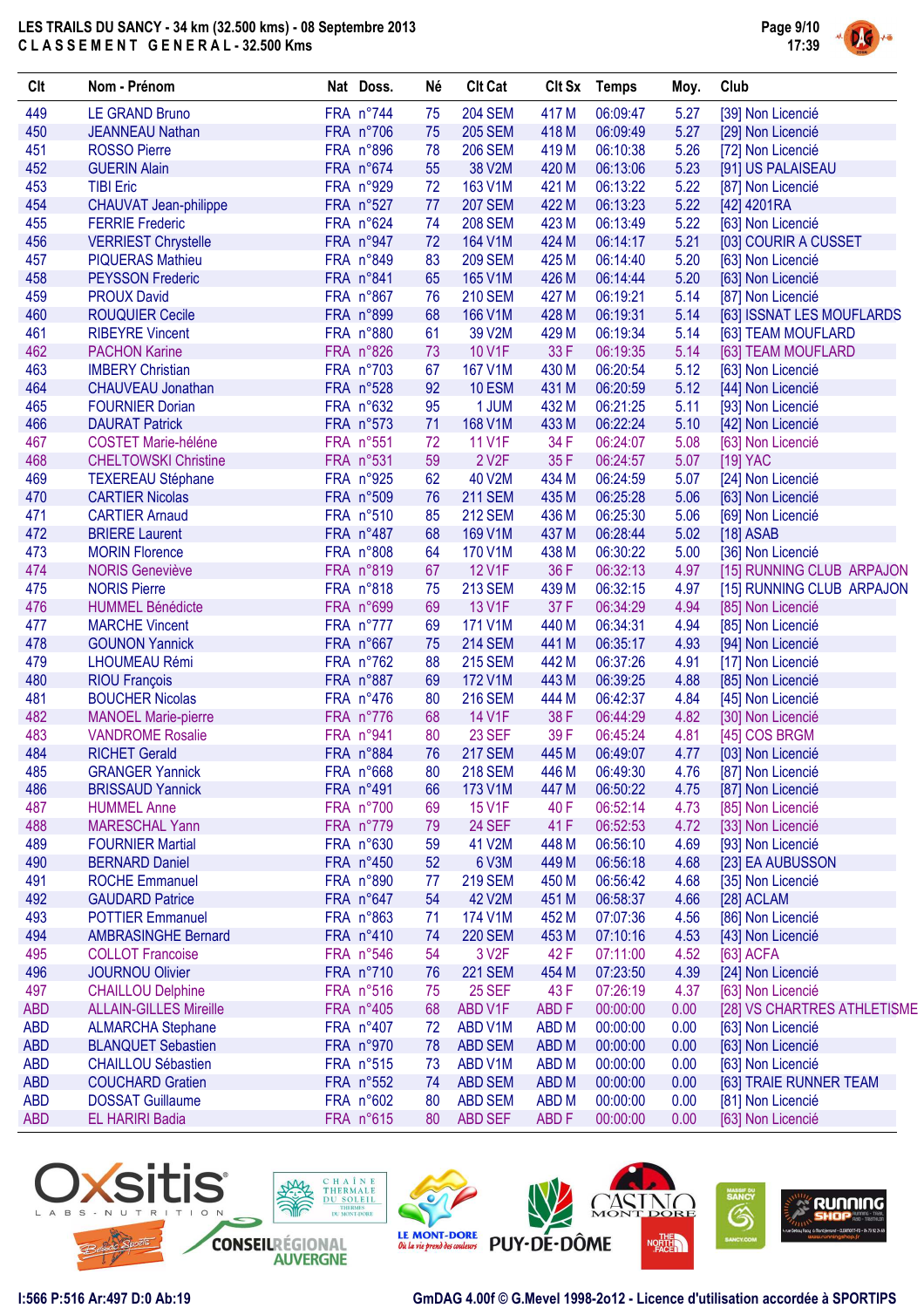# LES TRAILS DU SANCY - 34 km (32.500 kms) - 08 Septembre 2013

## CLASSEMENT GENERAL - 32.500 Kms

| Clt | Nom - Prénom | Nat | Doss. | Né | Clt Cat | Clt Sx | Temps | Moy. | Club |
|---|---|---|---|---|---|---|---|---|---|
| 449 | LE GRAND Bruno | FRA | n°744 | 75 | 204 SEM | 417 M | 06:09:47 | 5.27 | [39] Non Licencié |
| 450 | JEANNEAU Nathan | FRA | n°706 | 75 | 205 SEM | 418 M | 06:09:49 | 5.27 | [29] Non Licencié |
| 451 | ROSSO Pierre | FRA | n°896 | 78 | 206 SEM | 419 M | 06:10:38 | 5.26 | [72] Non Licencié |
| 452 | GUERIN Alain | FRA | n°674 | 55 | 38 V2M | 420 M | 06:13:06 | 5.23 | [91] US PALAISEAU |
| 453 | TIBI Eric | FRA | n°929 | 72 | 163 V1M | 421 M | 06:13:22 | 5.22 | [87] Non Licencié |
| 454 | CHAUVAT Jean-philippe | FRA | n°527 | 77 | 207 SEM | 422 M | 06:13:23 | 5.22 | [42] 4201RA |
| 455 | FERRIE Frederic | FRA | n°624 | 74 | 208 SEM | 423 M | 06:13:49 | 5.22 | [63] Non Licencié |
| 456 | VERRIEST Chrystelle | FRA | n°947 | 72 | 164 V1M | 424 M | 06:14:17 | 5.21 | [03] COURIR A CUSSET |
| 457 | PIQUERAS Mathieu | FRA | n°849 | 83 | 209 SEM | 425 M | 06:14:40 | 5.20 | [63] Non Licencié |
| 458 | PEYSSON Frederic | FRA | n°841 | 65 | 165 V1M | 426 M | 06:14:44 | 5.20 | [63] Non Licencié |
| 459 | PROUX David | FRA | n°867 | 76 | 210 SEM | 427 M | 06:19:21 | 5.14 | [87] Non Licencié |
| 460 | ROUQUIER Cecile | FRA | n°899 | 68 | 166 V1M | 428 M | 06:19:31 | 5.14 | [63] ISSNAT LES MOUFLARDS |
| 461 | RIBEYRE Vincent | FRA | n°880 | 61 | 39 V2M | 429 M | 06:19:34 | 5.14 | [63] TEAM MOUFLARD |
| 462 | PACHON Karine | FRA | n°826 | 73 | 10 V1F | 33 F | 06:19:35 | 5.14 | [63] TEAM MOUFLARD |
| 463 | IMBERY Christian | FRA | n°703 | 67 | 167 V1M | 430 M | 06:20:54 | 5.12 | [63] Non Licencié |
| 464 | CHAUVEAU Jonathan | FRA | n°528 | 92 | 10 ESM | 431 M | 06:20:59 | 5.12 | [44] Non Licencié |
| 465 | FOURNIER Dorian | FRA | n°632 | 95 | 1 JUM | 432 M | 06:21:25 | 5.11 | [93] Non Licencié |
| 466 | DAURAT Patrick | FRA | n°573 | 71 | 168 V1M | 433 M | 06:22:24 | 5.10 | [42] Non Licencié |
| 467 | COSTET Marie-héléne | FRA | n°551 | 72 | 11 V1F | 34 F | 06:24:07 | 5.08 | [63] Non Licencié |
| 468 | CHELTOWSKI Christine | FRA | n°531 | 59 | 2 V2F | 35 F | 06:24:57 | 5.07 | [19] YAC |
| 469 | TEXEREAU Stéphane | FRA | n°925 | 62 | 40 V2M | 434 M | 06:24:59 | 5.07 | [24] Non Licencié |
| 470 | CARTIER Nicolas | FRA | n°509 | 76 | 211 SEM | 435 M | 06:25:28 | 5.06 | [63] Non Licencié |
| 471 | CARTIER Arnaud | FRA | n°510 | 85 | 212 SEM | 436 M | 06:25:30 | 5.06 | [69] Non Licencié |
| 472 | BRIERE Laurent | FRA | n°487 | 68 | 169 V1M | 437 M | 06:28:44 | 5.02 | [18] ASAB |
| 473 | MORIN Florence | FRA | n°808 | 64 | 170 V1M | 438 M | 06:30:22 | 5.00 | [36] Non Licencié |
| 474 | NORIS Geneviève | FRA | n°819 | 67 | 12 V1F | 36 F | 06:32:13 | 4.97 | [15] RUNNING CLUB ARPAJON |
| 475 | NORIS Pierre | FRA | n°818 | 75 | 213 SEM | 439 M | 06:32:15 | 4.97 | [15] RUNNING CLUB ARPAJON |
| 476 | HUMMEL Bénédicte | FRA | n°699 | 69 | 13 V1F | 37 F | 06:34:29 | 4.94 | [85] Non Licencié |
| 477 | MARCHE Vincent | FRA | n°777 | 69 | 171 V1M | 440 M | 06:34:31 | 4.94 | [85] Non Licencié |
| 478 | GOUNON Yannick | FRA | n°667 | 75 | 214 SEM | 441 M | 06:35:17 | 4.93 | [94] Non Licencié |
| 479 | LHOUMEAU Rémi | FRA | n°762 | 88 | 215 SEM | 442 M | 06:37:26 | 4.91 | [17] Non Licencié |
| 480 | RIOU François | FRA | n°887 | 69 | 172 V1M | 443 M | 06:39:25 | 4.88 | [85] Non Licencié |
| 481 | BOUCHER Nicolas | FRA | n°476 | 80 | 216 SEM | 444 M | 06:42:37 | 4.84 | [45] Non Licencié |
| 482 | MANOEL Marie-pierre | FRA | n°776 | 68 | 14 V1F | 38 F | 06:44:29 | 4.82 | [30] Non Licencié |
| 483 | VANDROME Rosalie | FRA | n°941 | 80 | 23 SEF | 39 F | 06:45:24 | 4.81 | [45] COS BRGM |
| 484 | RICHET Gerald | FRA | n°884 | 76 | 217 SEM | 445 M | 06:49:07 | 4.77 | [03] Non Licencié |
| 485 | GRANGER Yannick | FRA | n°668 | 80 | 218 SEM | 446 M | 06:49:30 | 4.76 | [87] Non Licencié |
| 486 | BRISSAUD Yannick | FRA | n°491 | 66 | 173 V1M | 447 M | 06:50:22 | 4.75 | [87] Non Licencié |
| 487 | HUMMEL Anne | FRA | n°700 | 69 | 15 V1F | 40 F | 06:52:14 | 4.73 | [85] Non Licencié |
| 488 | MARESCHAL Yann | FRA | n°779 | 79 | 24 SEF | 41 F | 06:52:53 | 4.72 | [33] Non Licencié |
| 489 | FOURNIER Martial | FRA | n°630 | 59 | 41 V2M | 448 M | 06:56:10 | 4.69 | [93] Non Licencié |
| 490 | BERNARD Daniel | FRA | n°450 | 52 | 6 V3M | 449 M | 06:56:18 | 4.68 | [23] EA AUBUSSON |
| 491 | ROCHE Emmanuel | FRA | n°890 | 77 | 219 SEM | 450 M | 06:56:42 | 4.68 | [35] Non Licencié |
| 492 | GAUDARD Patrice | FRA | n°647 | 54 | 42 V2M | 451 M | 06:58:37 | 4.66 | [28] ACLAM |
| 493 | POTTIER Emmanuel | FRA | n°863 | 71 | 174 V1M | 452 M | 07:07:36 | 4.56 | [86] Non Licencié |
| 494 | AMBRASINGHE Bernard | FRA | n°410 | 74 | 220 SEM | 453 M | 07:10:16 | 4.53 | [43] Non Licencié |
| 495 | COLLOT Francoise | FRA | n°546 | 54 | 3 V2F | 42 F | 07:11:00 | 4.52 | [63] ACFA |
| 496 | JOURNOU Olivier | FRA | n°710 | 76 | 221 SEM | 454 M | 07:23:50 | 4.39 | [24] Non Licencié |
| 497 | CHAILLOU Delphine | FRA | n°516 | 75 | 25 SEF | 43 F | 07:26:19 | 4.37 | [63] Non Licencié |
| ABD | ALLAIN-GILLES Mireille | FRA | n°405 | 68 | ABD V1F | ABD F | 00:00:00 | 0.00 | [28] VS CHARTRES ATHLETISME |
| ABD | ALMARCHA Stephane | FRA | n°407 | 72 | ABD V1M | ABD M | 00:00:00 | 0.00 | [63] Non Licencié |
| ABD | BLANQUET Sebastien | FRA | n°970 | 78 | ABD SEM | ABD M | 00:00:00 | 0.00 | [63] Non Licencié |
| ABD | CHAILLOU Sébastien | FRA | n°515 | 73 | ABD V1M | ABD M | 00:00:00 | 0.00 | [63] Non Licencié |
| ABD | COUCHARD Gratien | FRA | n°552 | 74 | ABD SEM | ABD M | 00:00:00 | 0.00 | [63] TRAIE RUNNER TEAM |
| ABD | DOSSAT Guillaume | FRA | n°602 | 80 | ABD SEM | ABD M | 00:00:00 | 0.00 | [81] Non Licencié |
| ABD | EL HARIRI Badia | FRA | n°615 | 80 | ABD SEF | ABD F | 00:00:00 | 0.00 | [63] Non Licencié |

I:566 P:516 Ar:497 D:0 Ab:19

GmDAG 4.00f © G.Mevel 1998-2o12 - Licence d'utilisation accordée à SPORTIPS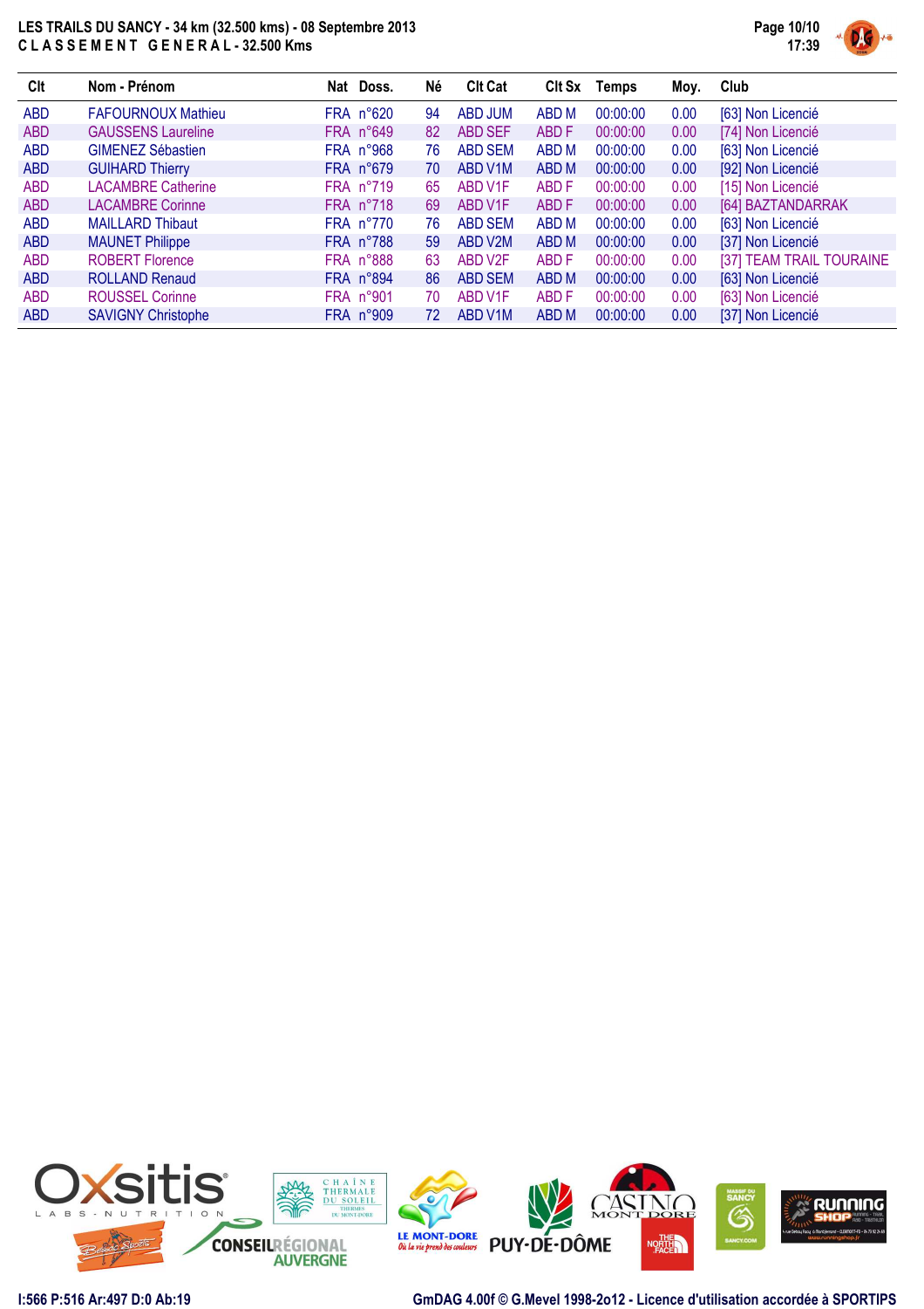**LES TRAILS DU SANCY - 34 km (32.500 kms) - 08 Septembre 2013**
**C L A S S E M E N T   G E N E R A L - 32.500 Kms**

| Clt | Nom - Prénom | Nat | Doss. | Né | Clt Cat | Clt Sx | Temps | Moy. | Club |
|---|---|---|---|---|---|---|---|---|---|
| ABD | FAFOURNOUX Mathieu | FRA | n°620 | 94 | ABD JUM | ABD M | 00:00:00 | 0.00 | [63] Non Licencié |
| ABD | GAUSSENS Laureline | FRA | n°649 | 82 | ABD SEF | ABD F | 00:00:00 | 0.00 | [74] Non Licencié |
| ABD | GIMENEZ Sébastien | FRA | n°968 | 76 | ABD SEM | ABD M | 00:00:00 | 0.00 | [63] Non Licencié |
| ABD | GUIHARD Thierry | FRA | n°679 | 70 | ABD V1M | ABD M | 00:00:00 | 0.00 | [92] Non Licencié |
| ABD | LACAMBRE Catherine | FRA | n°719 | 65 | ABD V1F | ABD F | 00:00:00 | 0.00 | [15] Non Licencié |
| ABD | LACAMBRE Corinne | FRA | n°718 | 69 | ABD V1F | ABD F | 00:00:00 | 0.00 | [64] BAZTANDARRAK |
| ABD | MAILLARD Thibaut | FRA | n°770 | 76 | ABD SEM | ABD M | 00:00:00 | 0.00 | [63] Non Licencié |
| ABD | MAUNET Philippe | FRA | n°788 | 59 | ABD V2M | ABD M | 00:00:00 | 0.00 | [37] Non Licencié |
| ABD | ROBERT Florence | FRA | n°888 | 63 | ABD V2F | ABD F | 00:00:00 | 0.00 | [37] TEAM TRAIL TOURAINE |
| ABD | ROLLAND Renaud | FRA | n°894 | 86 | ABD SEM | ABD M | 00:00:00 | 0.00 | [63] Non Licencié |
| ABD | ROUSSEL Corinne | FRA | n°901 | 70 | ABD V1F | ABD F | 00:00:00 | 0.00 | [63] Non Licencié |
| ABD | SAVIGNY Christophe | FRA | n°909 | 72 | ABD V1M | ABD M | 00:00:00 | 0.00 | [37] Non Licencié |

I:566 P:516 Ar:497 D:0 Ab:19

GmDAG 4.00f © G.Mevel 1998-2o12 - Licence d'utilisation accordée à SPORTIPS